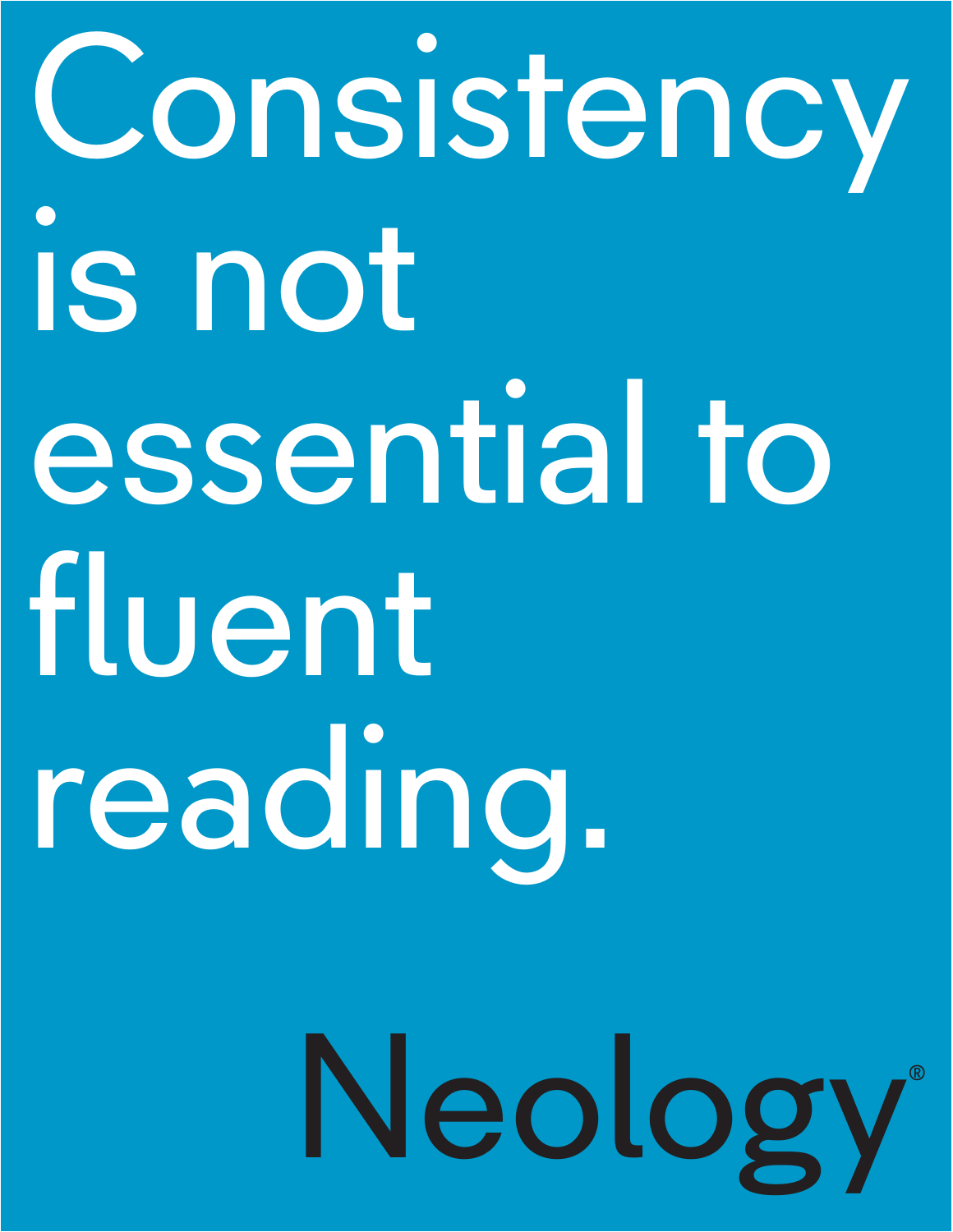# Consistency is not essential to fluent reading.

Neology®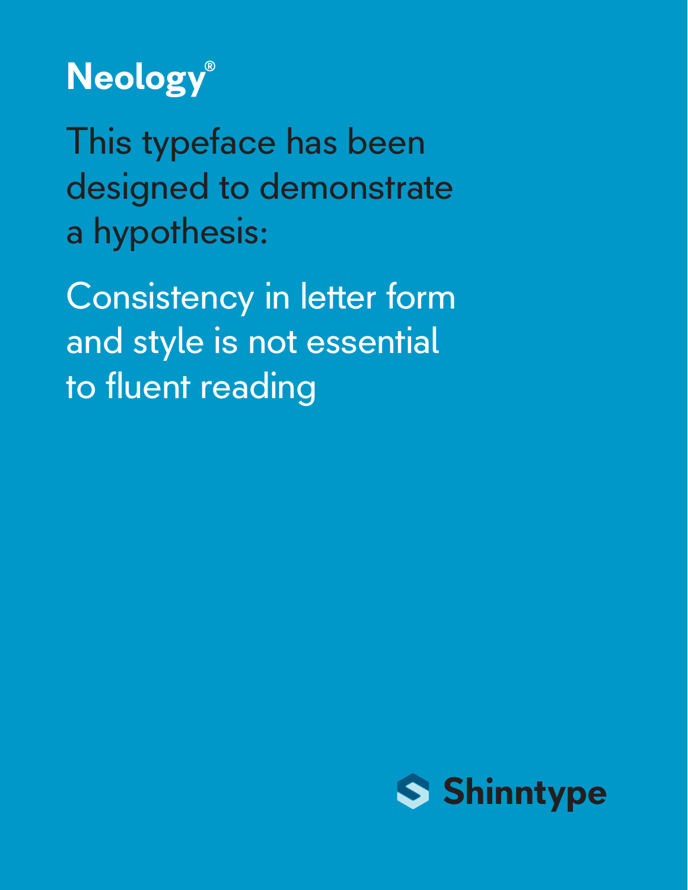# Neology®

This typeface has been designed to demonstrate a hypothesis:

Consistency in letter form and style is not essential to fluent reading

Shinntype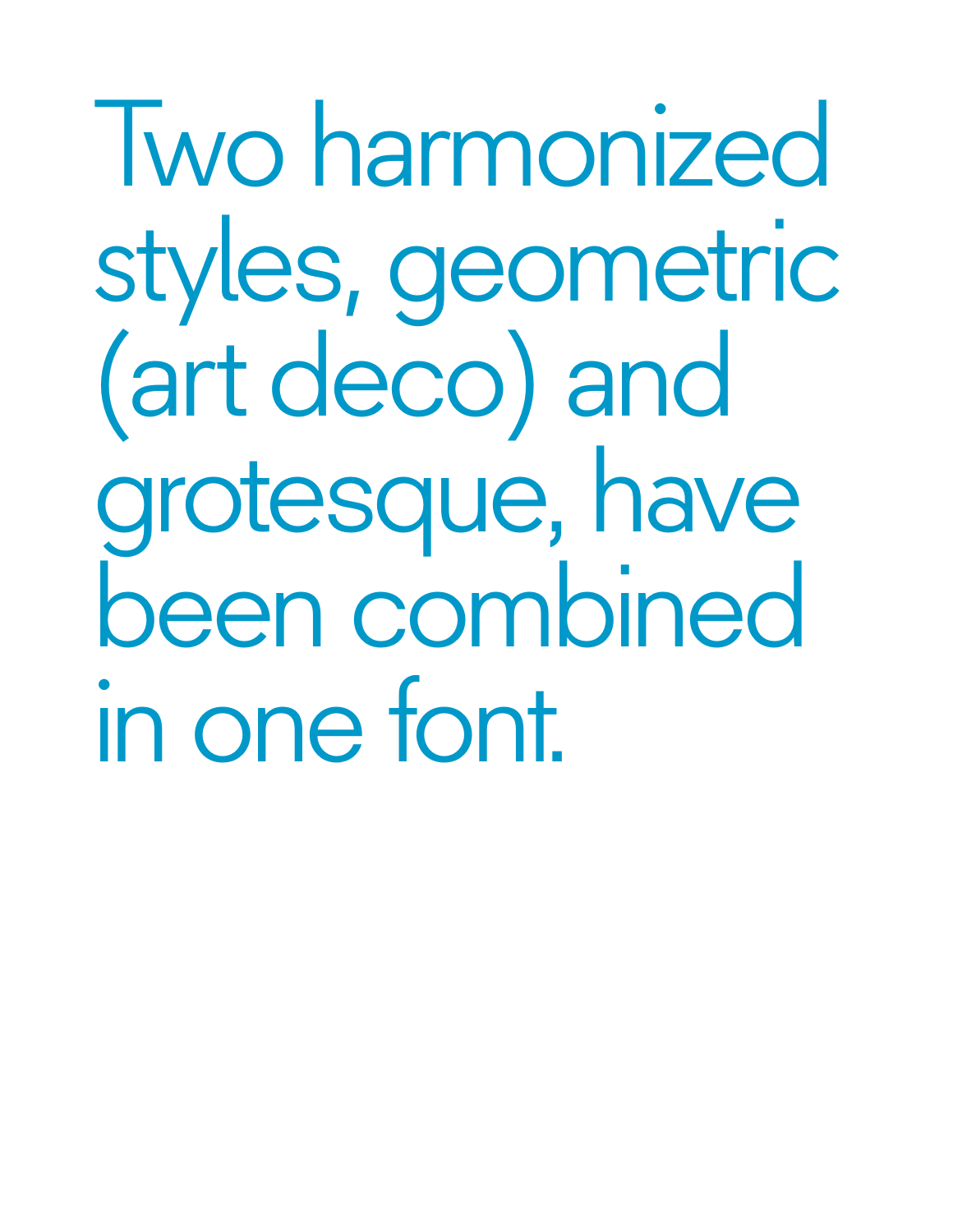Two harmonized styles, geometric (art deco) and grotesque, have been combined in one font.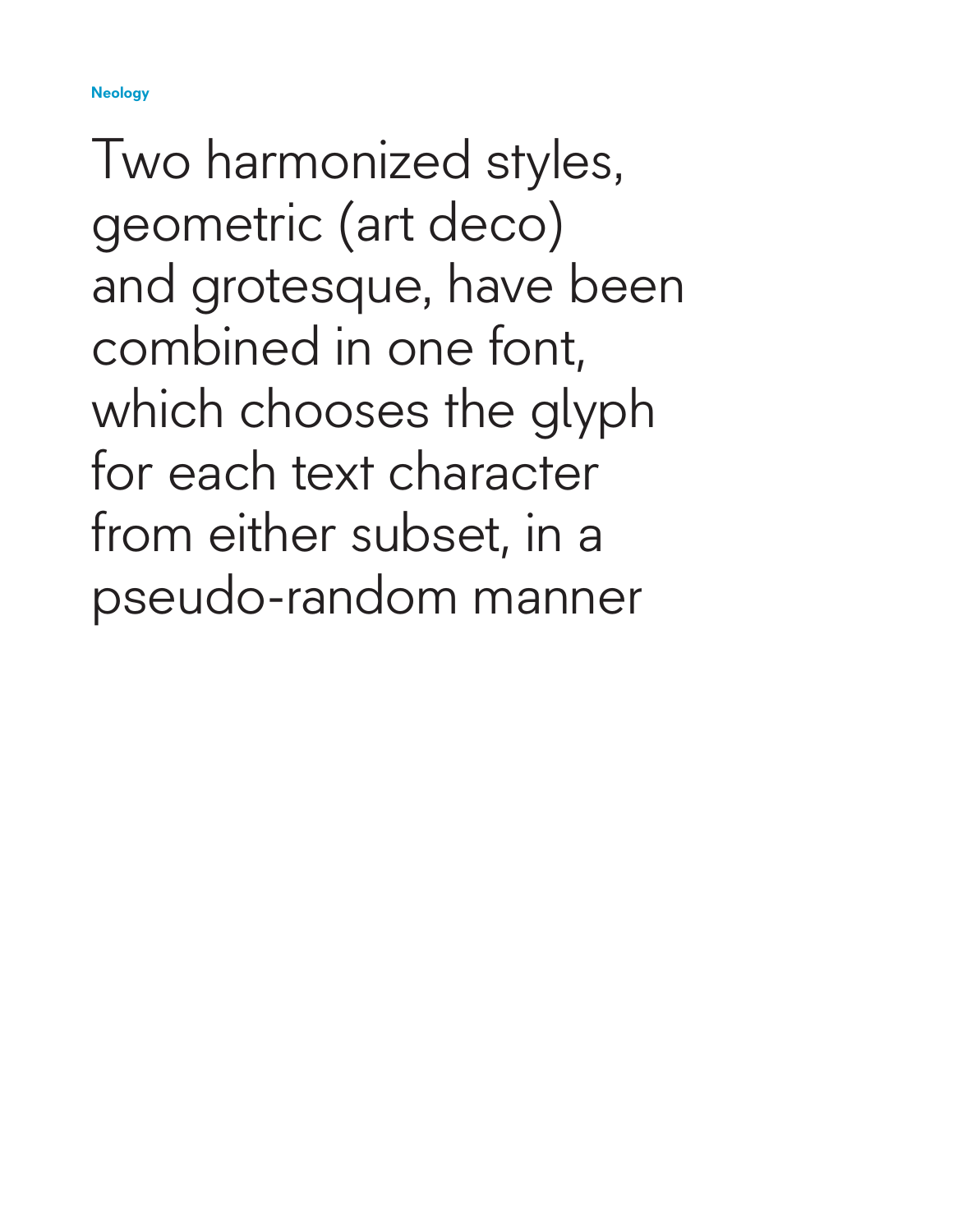**Neology**

# Two harmonized styles, geometric (art deco) and grotesque, have been combined in one font, which chooses the glyph for each text character from either subset, in a pseudo-random manner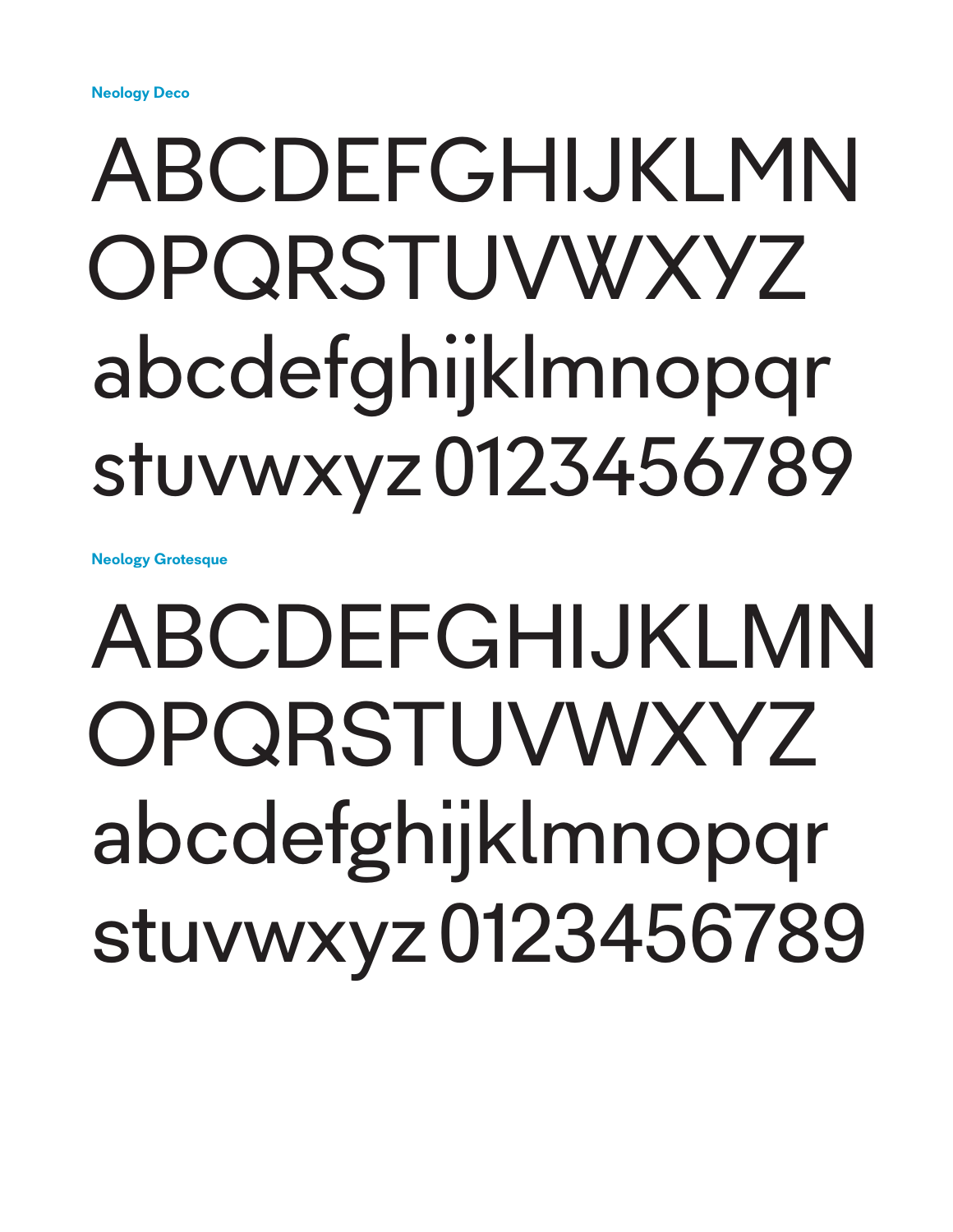**Neology Deco**

ABCDEFGHIJKLMN
OPQRSTUVWXYZ
abcdefghijklmnopqr
stuvwxyz 0123456789

**Neology Grotesque**

ABCDEFGHIJKLMN
OPQRSTUVWXYZ
abcdefghijklmnopqr
stuvwxyz 0123456789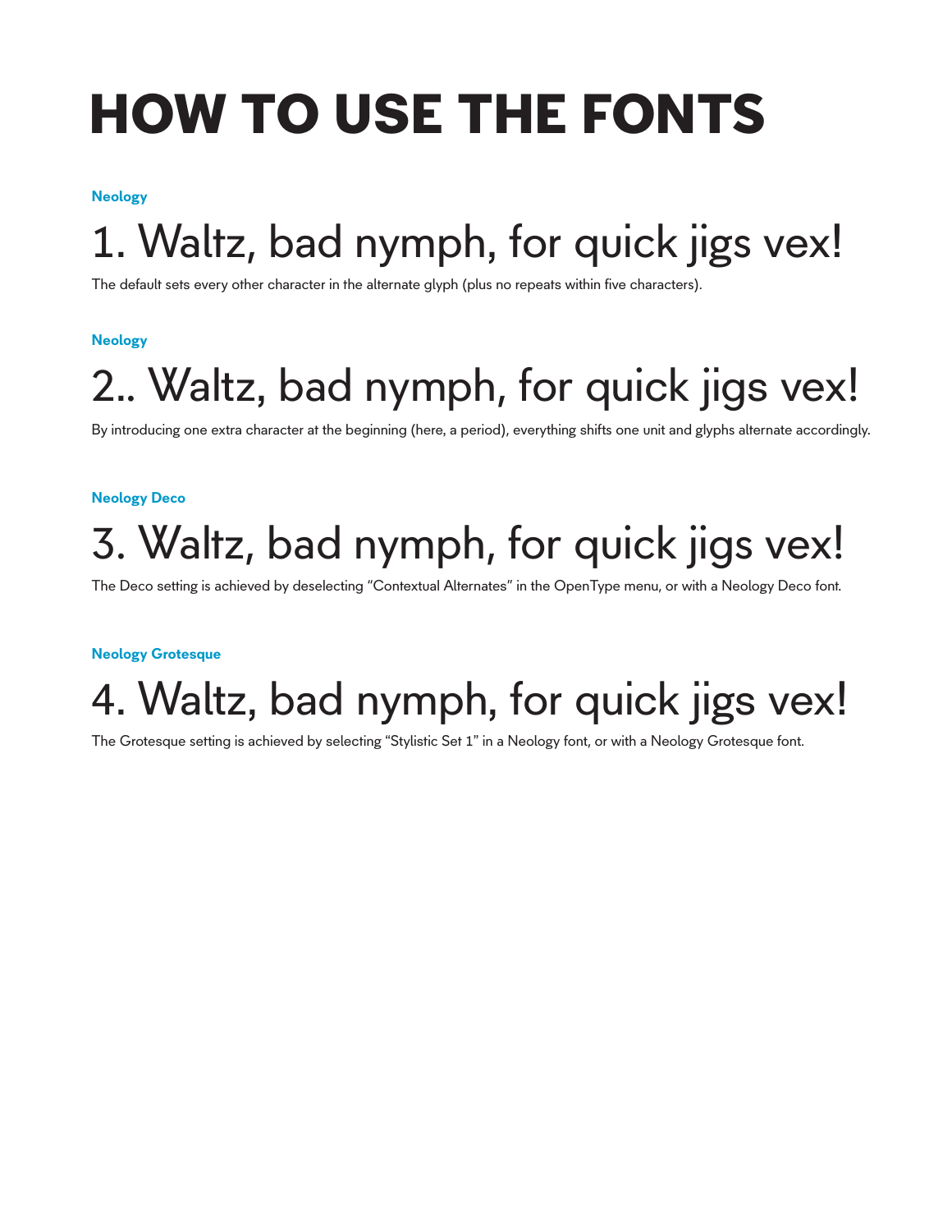# HOW TO USE THE FONTS

**Neology**

1. Waltz, bad nymph, for quick jigs vex!

The default sets every other character in the alternate glyph (plus no repeats within five characters).

**Neology**

2.. Waltz, bad nymph, for quick jigs vex!

By introducing one extra character at the beginning (here, a period), everything shifts one unit and glyphs alternate accordingly.

**Neology Deco**

3. Waltz, bad nymph, for quick jigs vex!

The Deco setting is achieved by deselecting “Contextual Alternates” in the OpenType menu, or with a Neology Deco font.

**Neology Grotesque**

4. Waltz, bad nymph, for quick jigs vex!

The Grotesque setting is achieved by selecting “Stylistic Set 1” in a Neology font, or with a Neology Grotesque font.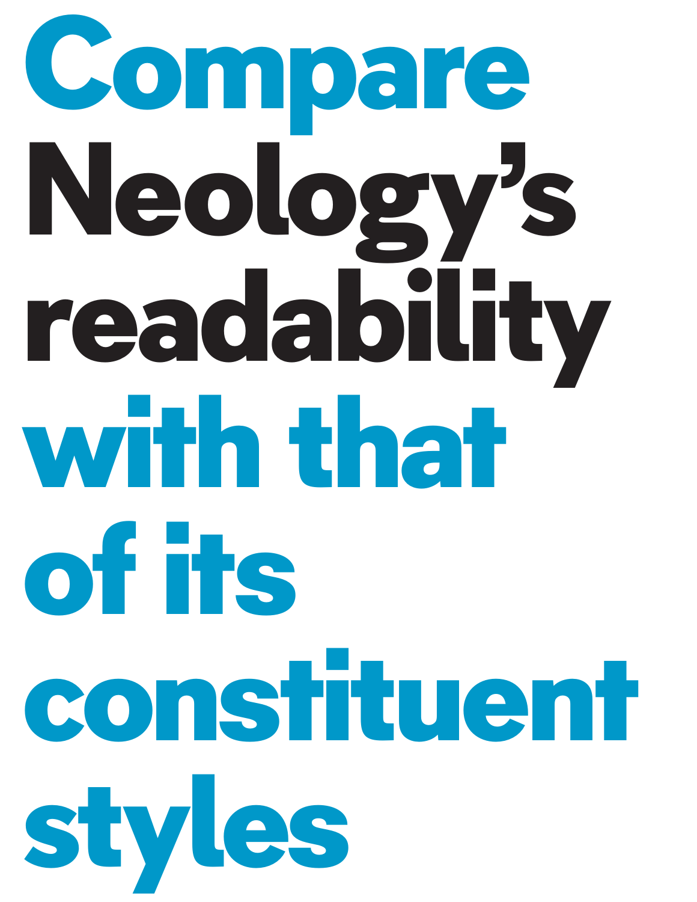# Compare **Neology's readability** with that of its constituent styles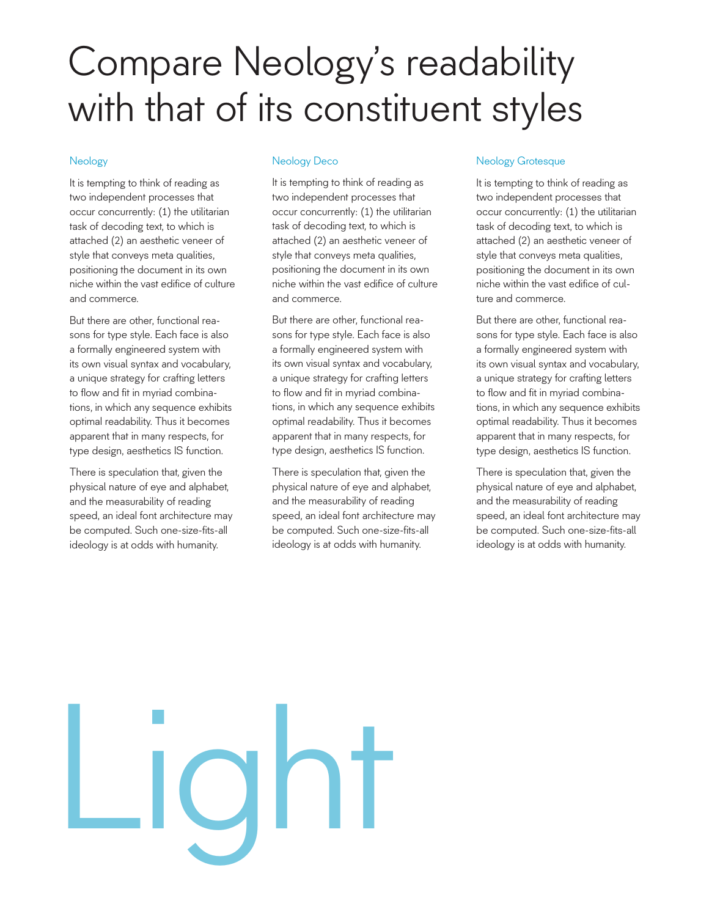# Compare Neology's readability with that of its constituent styles

## Neology

It is tempting to think of reading as two independent processes that occur concurrently: (1) the utilitarian task of decoding text, to which is attached (2) an aesthetic veneer of style that conveys meta qualities, positioning the document in its own niche within the vast edifice of culture and commerce.

But there are other, functional reasons for type style. Each face is also a formally engineered system with its own visual syntax and vocabulary, a unique strategy for crafting letters to flow and fit in myriad combinations, in which any sequence exhibits optimal readability. Thus it becomes apparent that in many respects, for type design, aesthetics IS function.

There is speculation that, given the physical nature of eye and alphabet, and the measurability of reading speed, an ideal font architecture may be computed. Such one-size-fits-all ideology is at odds with humanity.

## Neology Deco

It is tempting to think of reading as two independent processes that occur concurrently: (1) the utilitarian task of decoding text, to which is attached (2) an aesthetic veneer of style that conveys meta qualities, positioning the document in its own niche within the vast edifice of culture and commerce.

But there are other, functional reasons for type style. Each face is also a formally engineered system with its own visual syntax and vocabulary, a unique strategy for crafting letters to flow and fit in myriad combinations, in which any sequence exhibits optimal readability. Thus it becomes apparent that in many respects, for type design, aesthetics IS function.

There is speculation that, given the physical nature of eye and alphabet, and the measurability of reading speed, an ideal font architecture may be computed. Such one-size-fits-all ideology is at odds with humanity.

## Neology Grotesque

It is tempting to think of reading as two independent processes that occur concurrently: (1) the utilitarian task of decoding text, to which is attached (2) an aesthetic veneer of style that conveys meta qualities, positioning the document in its own niche within the vast edifice of culture and commerce.

But there are other, functional reasons for type style. Each face is also a formally engineered system with its own visual syntax and vocabulary, a unique strategy for crafting letters to flow and fit in myriad combinations, in which any sequence exhibits optimal readability. Thus it becomes apparent that in many respects, for type design, aesthetics IS function.

There is speculation that, given the physical nature of eye and alphabet, and the measurability of reading speed, an ideal font architecture may be computed. Such one-size-fits-all ideology is at odds with humanity.

# Light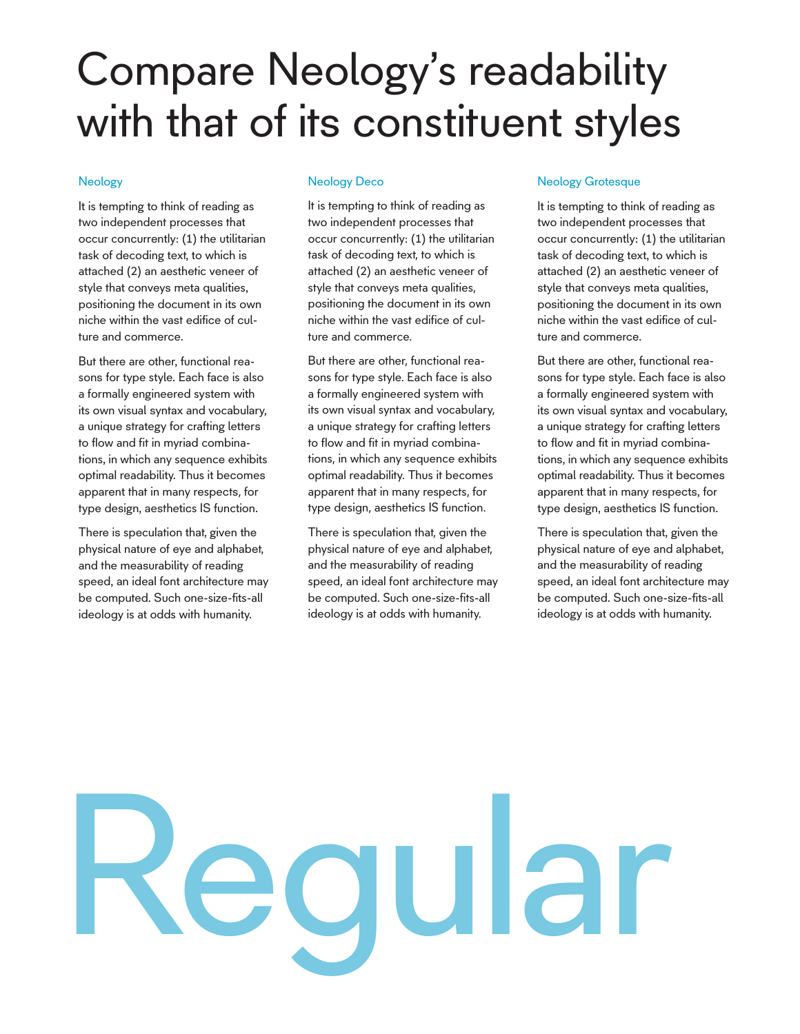# Compare Neology's readability with that of its constituent styles

## Neology

It is tempting to think of reading as two independent processes that occur concurrently: (1) the utilitarian task of decoding text, to which is attached (2) an aesthetic veneer of style that conveys meta qualities, positioning the document in its own niche within the vast edifice of culture and commerce.

But there are other, functional reasons for type style. Each face is also a formally engineered system with its own visual syntax and vocabulary, a unique strategy for crafting letters to flow and fit in myriad combinations, in which any sequence exhibits optimal readability. Thus it becomes apparent that in many respects, for type design, aesthetics IS function.

There is speculation that, given the physical nature of eye and alphabet, and the measurability of reading speed, an ideal font architecture may be computed. Such one-size-fits-all ideology is at odds with humanity.

## Neology Deco

It is tempting to think of reading as two independent processes that occur concurrently: (1) the utilitarian task of decoding text, to which is attached (2) an aesthetic veneer of style that conveys meta qualities, positioning the document in its own niche within the vast edifice of culture and commerce.

But there are other, functional reasons for type style. Each face is also a formally engineered system with its own visual syntax and vocabulary, a unique strategy for crafting letters to flow and fit in myriad combinations, in which any sequence exhibits optimal readability. Thus it becomes apparent that in many respects, for type design, aesthetics IS function.

There is speculation that, given the physical nature of eye and alphabet, and the measurability of reading speed, an ideal font architecture may be computed. Such one-size-fits-all ideology is at odds with humanity.

## Neology Grotesque

It is tempting to think of reading as two independent processes that occur concurrently: (1) the utilitarian task of decoding text, to which is attached (2) an aesthetic veneer of style that conveys meta qualities, positioning the document in its own niche within the vast edifice of culture and commerce.

But there are other, functional reasons for type style. Each face is also a formally engineered system with its own visual syntax and vocabulary, a unique strategy for crafting letters to flow and fit in myriad combinations, in which any sequence exhibits optimal readability. Thus it becomes apparent that in many respects, for type design, aesthetics IS function.

There is speculation that, given the physical nature of eye and alphabet, and the measurability of reading speed, an ideal font architecture may be computed. Such one-size-fits-all ideology is at odds with humanity.

# Regular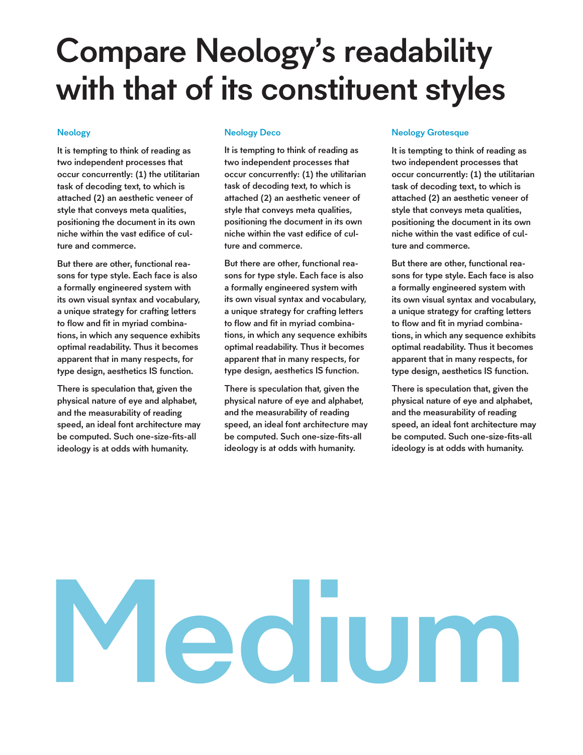# Compare Neology's readability with that of its constituent styles

## Neology

It is tempting to think of reading as two independent processes that occur concurrently: (1) the utilitarian task of decoding text, to which is attached (2) an aesthetic veneer of style that conveys meta qualities, positioning the document in its own niche within the vast edifice of culture and commerce.

But there are other, functional reasons for type style. Each face is also a formally engineered system with its own visual syntax and vocabulary, a unique strategy for crafting letters to flow and fit in myriad combinations, in which any sequence exhibits optimal readability. Thus it becomes apparent that in many respects, for type design, aesthetics IS function.

There is speculation that, given the physical nature of eye and alphabet, and the measurability of reading speed, an ideal font architecture may be computed. Such one-size-fits-all ideology is at odds with humanity.

## Neology Deco

It is tempting to think of reading as two independent processes that occur concurrently: (1) the utilitarian task of decoding text, to which is attached (2) an aesthetic veneer of style that conveys meta qualities, positioning the document in its own niche within the vast edifice of culture and commerce.

But there are other, functional reasons for type style. Each face is also a formally engineered system with its own visual syntax and vocabulary, a unique strategy for crafting letters to flow and fit in myriad combinations, in which any sequence exhibits optimal readability. Thus it becomes apparent that in many respects, for type design, aesthetics IS function.

There is speculation that, given the physical nature of eye and alphabet, and the measurability of reading speed, an ideal font architecture may be computed. Such one-size-fits-all ideology is at odds with humanity.

## Neology Grotesque

It is tempting to think of reading as two independent processes that occur concurrently: (1) the utilitarian task of decoding text, to which is attached (2) an aesthetic veneer of style that conveys meta qualities, positioning the document in its own niche within the vast edifice of culture and commerce.

But there are other, functional reasons for type style. Each face is also a formally engineered system with its own visual syntax and vocabulary, a unique strategy for crafting letters to flow and fit in myriad combinations, in which any sequence exhibits optimal readability. Thus it becomes apparent that in many respects, for type design, aesthetics IS function.

There is speculation that, given the physical nature of eye and alphabet, and the measurability of reading speed, an ideal font architecture may be computed. Such one-size-fits-all ideology is at odds with humanity.

# Medium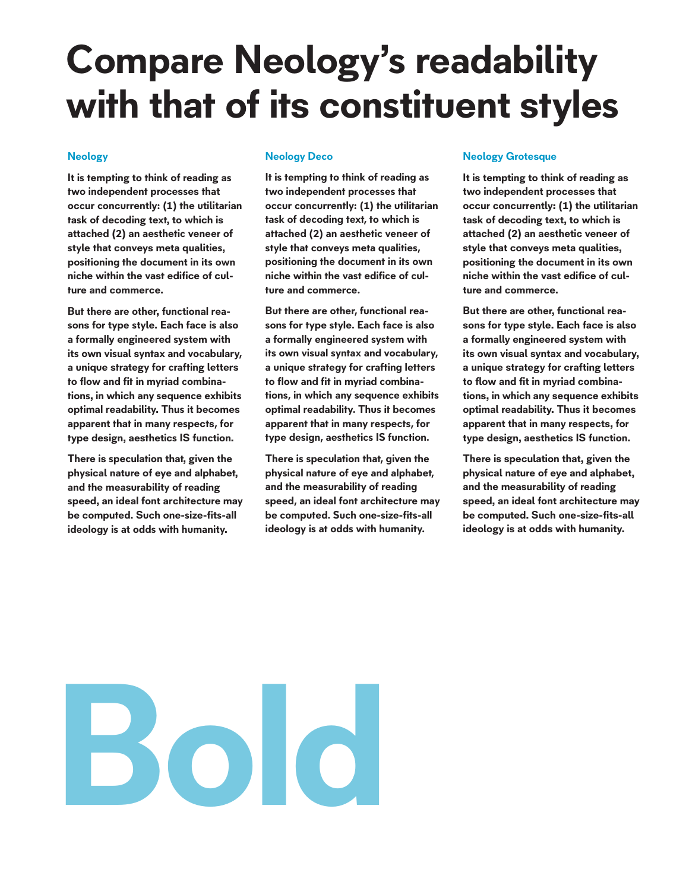# Compare Neology's readability with that of its constituent styles

### Neology

**It is tempting to think of reading as two independent processes that occur concurrently: (1) the utilitarian task of decoding text, to which is attached (2) an aesthetic veneer of style that conveys meta qualities, positioning the document in its own niche within the vast edifice of culture and commerce.**

**But there are other, functional reasons for type style. Each face is also a formally engineered system with its own visual syntax and vocabulary, a unique strategy for crafting letters to flow and fit in myriad combinations, in which any sequence exhibits optimal readability. Thus it becomes apparent that in many respects, for type design, aesthetics IS function.**

**There is speculation that, given the physical nature of eye and alphabet, and the measurability of reading speed, an ideal font architecture may be computed. Such one-size-fits-all ideology is at odds with humanity.**

### Neology Deco

**It is tempting to think of reading as two independent processes that occur concurrently: (1) the utilitarian task of decoding text, to which is attached (2) an aesthetic veneer of style that conveys meta qualities, positioning the document in its own niche within the vast edifice of culture and commerce.**

**But there are other, functional reasons for type style. Each face is also a formally engineered system with its own visual syntax and vocabulary, a unique strategy for crafting letters to flow and fit in myriad combinations, in which any sequence exhibits optimal readability. Thus it becomes apparent that in many respects, for type design, aesthetics IS function.**

**There is speculation that, given the physical nature of eye and alphabet, and the measurability of reading speed, an ideal font architecture may be computed. Such one-size-fits-all ideology is at odds with humanity.**

### Neology Grotesque

**It is tempting to think of reading as two independent processes that occur concurrently: (1) the utilitarian task of decoding text, to which is attached (2) an aesthetic veneer of style that conveys meta qualities, positioning the document in its own niche within the vast edifice of culture and commerce.**

**But there are other, functional reasons for type style. Each face is also a formally engineered system with its own visual syntax and vocabulary, a unique strategy for crafting letters to flow and fit in myriad combinations, in which any sequence exhibits optimal readability. Thus it becomes apparent that in many respects, for type design, aesthetics IS function.**

**There is speculation that, given the physical nature of eye and alphabet, and the measurability of reading speed, an ideal font architecture may be computed. Such one-size-fits-all ideology is at odds with humanity.**

# Bold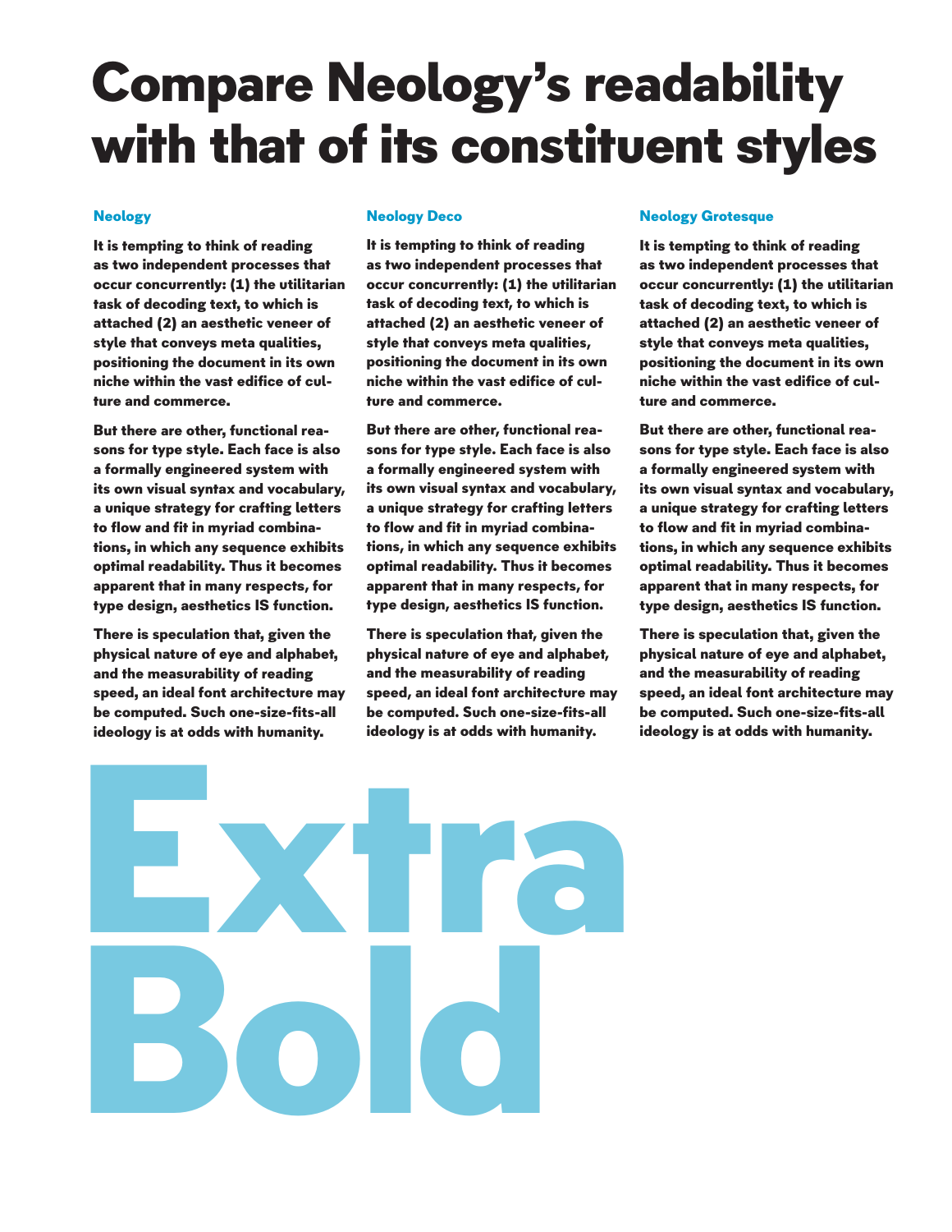# Compare Neology's readability with that of its constituent styles

## Neology

**It is tempting to think of reading as two independent processes that occur concurrently: (1) the utilitarian task of decoding text, to which is attached (2) an aesthetic veneer of style that conveys meta qualities, positioning the document in its own niche within the vast edifice of culture and commerce.**

**But there are other, functional reasons for type style. Each face is also a formally engineered system with its own visual syntax and vocabulary, a unique strategy for crafting letters to flow and fit in myriad combinations, in which any sequence exhibits optimal readability. Thus it becomes apparent that in many respects, for type design, aesthetics IS function.**

**There is speculation that, given the physical nature of eye and alphabet, and the measurability of reading speed, an ideal font architecture may be computed. Such one-size-fits-all ideology is at odds with humanity.**

## Neology Deco

**It is tempting to think of reading as two independent processes that occur concurrently: (1) the utilitarian task of decoding text, to which is attached (2) an aesthetic veneer of style that conveys meta qualities, positioning the document in its own niche within the vast edifice of culture and commerce.**

**But there are other, functional reasons for type style. Each face is also a formally engineered system with its own visual syntax and vocabulary, a unique strategy for crafting letters to flow and fit in myriad combinations, in which any sequence exhibits optimal readability. Thus it becomes apparent that in many respects, for type design, aesthetics IS function.**

**There is speculation that, given the physical nature of eye and alphabet, and the measurability of reading speed, an ideal font architecture may be computed. Such one-size-fits-all ideology is at odds with humanity.**

## Neology Grotesque

**It is tempting to think of reading as two independent processes that occur concurrently: (1) the utilitarian task of decoding text, to which is attached (2) an aesthetic veneer of style that conveys meta qualities, positioning the document in its own niche within the vast edifice of culture and commerce.**

**But there are other, functional reasons for type style. Each face is also a formally engineered system with its own visual syntax and vocabulary, a unique strategy for crafting letters to flow and fit in myriad combinations, in which any sequence exhibits optimal readability. Thus it becomes apparent that in many respects, for type design, aesthetics IS function.**

**There is speculation that, given the physical nature of eye and alphabet, and the measurability of reading speed, an ideal font architecture may be computed. Such one-size-fits-all ideology is at odds with humanity.**

# Extra Bold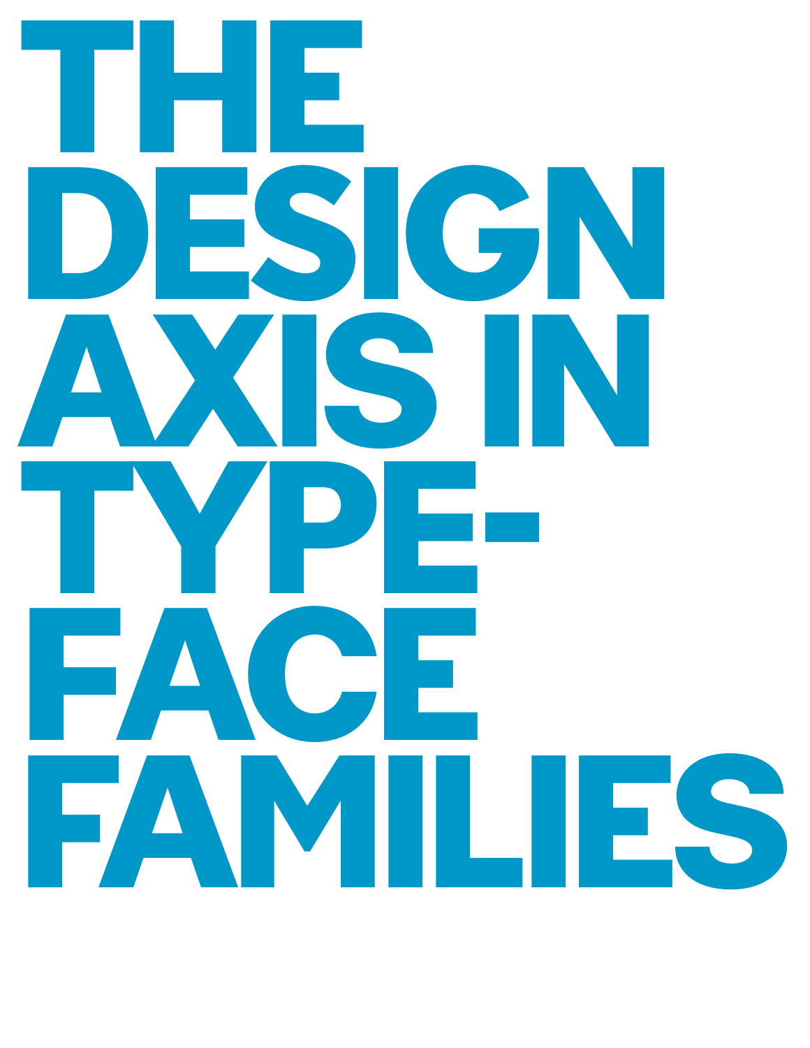# THE DESIGN AXIS IN TYPE-FACE FAMILIES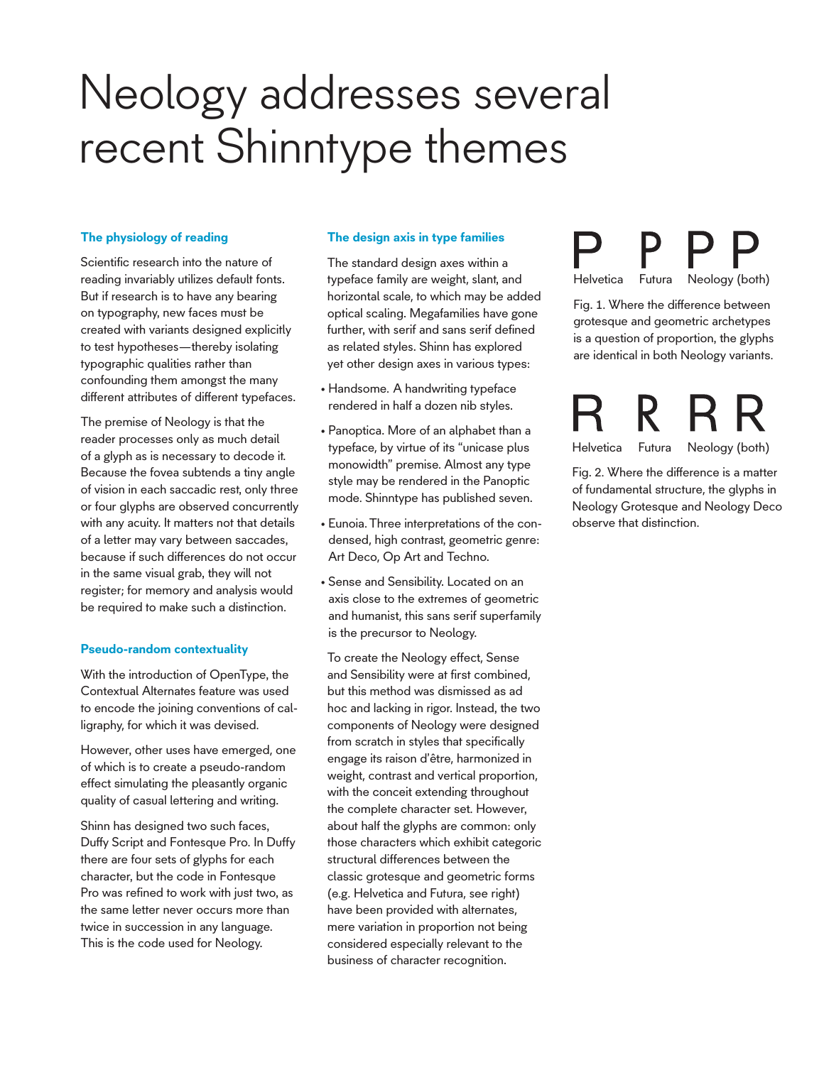# Neology addresses several recent Shinntype themes

### The physiology of reading

Scientific research into the nature of reading invariably utilizes default fonts. But if research is to have any bearing on typography, new faces must be created with variants designed explicitly to test hypotheses—thereby isolating typographic qualities rather than confounding them amongst the many different attributes of different typefaces.

The premise of Neology is that the reader processes only as much detail of a glyph as is necessary to decode it. Because the fovea subtends a tiny angle of vision in each saccadic rest, only three or four glyphs are observed concurrently with any acuity. It matters not that details of a letter may vary between saccades, because if such differences do not occur in the same visual grab, they will not register; for memory and analysis would be required to make such a distinction.

### Pseudo-random contextuality

With the introduction of OpenType, the Contextual Alternates feature was used to encode the joining conventions of calligraphy, for which it was devised.

However, other uses have emerged, one of which is to create a pseudo-random effect simulating the pleasantly organic quality of casual lettering and writing.

Shinn has designed two such faces, Duffy Script and Fontesque Pro. In Duffy there are four sets of glyphs for each character, but the code in Fontesque Pro was refined to work with just two, as the same letter never occurs more than twice in succession in any language. This is the code used for Neology.

### The design axis in type families

The standard design axes within a typeface family are weight, slant, and horizontal scale, to which may be added optical scaling. Megafamilies have gone further, with serif and sans serif defined as related styles. Shinn has explored yet other design axes in various types:

- Handsome. A handwriting typeface rendered in half a dozen nib styles.
- Panoptica. More of an alphabet than a typeface, by virtue of its "unicase plus monowidth" premise. Almost any type style may be rendered in the Panoptic mode. Shinntype has published seven.
- Eunoia. Three interpretations of the condensed, high contrast, geometric genre: Art Deco, Op Art and Techno.
- Sense and Sensibility. Located on an axis close to the extremes of geometric and humanist, this sans serif superfamily is the precursor to Neology.

To create the Neology effect, Sense and Sensibility were at first combined, but this method was dismissed as ad hoc and lacking in rigor. Instead, the two components of Neology were designed from scratch in styles that specifically engage its raison d'être, harmonized in weight, contrast and vertical proportion, with the conceit extending throughout the complete character set. However, about half the glyphs are common: only those characters which exhibit categoric structural differences between the classic grotesque and geometric forms (e.g. Helvetica and Futura, see right) have been provided with alternates, mere variation in proportion not being considered especially relevant to the business of character recognition.

P P P P

Helvetica Futura Neology (both)

Fig. 1. Where the difference between grotesque and geometric archetypes is a question of proportion, the glyphs are identical in both Neology variants.

R R R R

Helvetica Futura Neology (both)

Fig. 2. Where the difference is a matter of fundamental structure, the glyphs in Neology Grotesque and Neology Deco observe that distinction.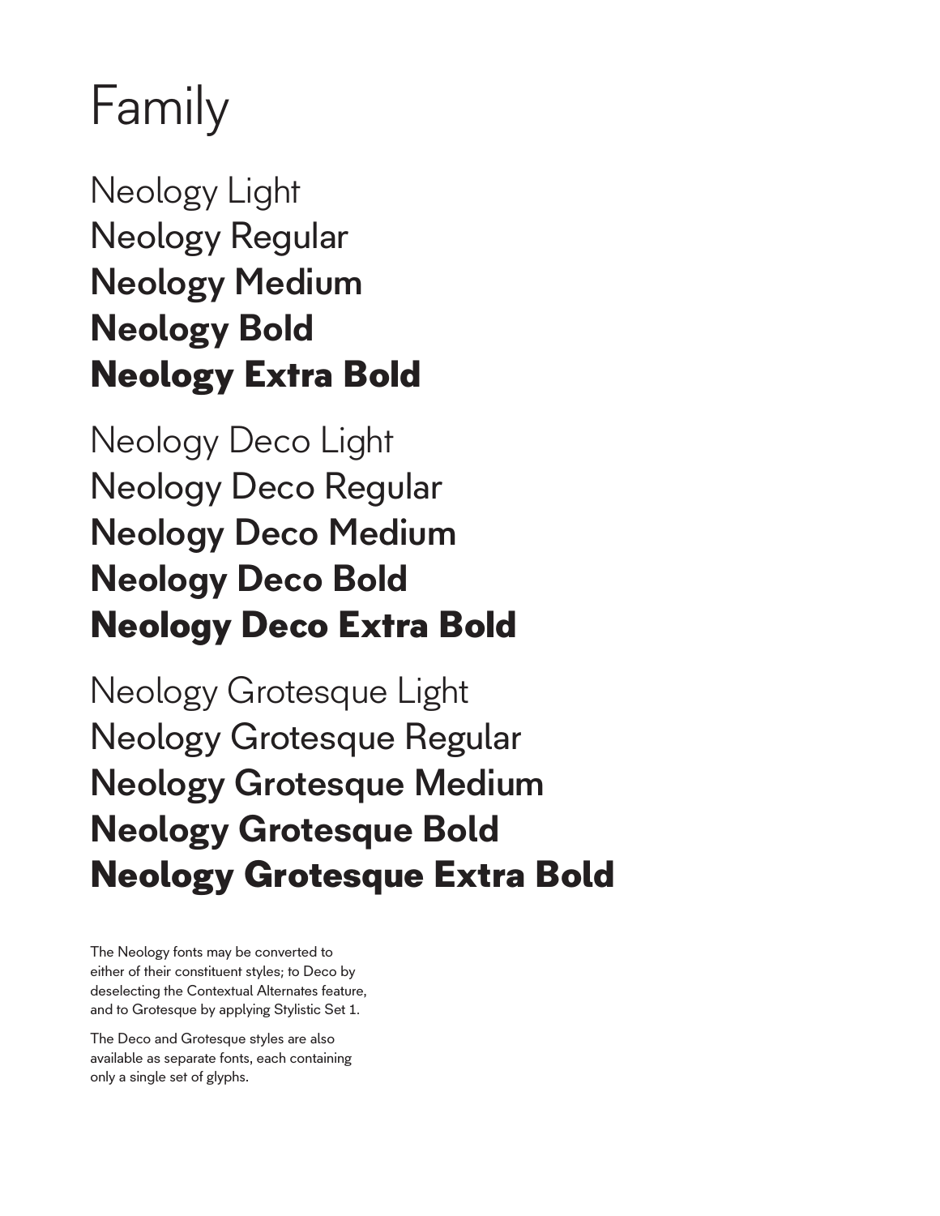# Family

Neology Light
Neology Regular
**Neology Medium**
**Neology Bold**
**Neology Extra Bold**

Neology Deco Light
Neology Deco Regular
**Neology Deco Medium**
**Neology Deco Bold**
**Neology Deco Extra Bold**

Neology Grotesque Light
Neology Grotesque Regular
**Neology Grotesque Medium**
**Neology Grotesque Bold**
**Neology Grotesque Extra Bold**

The Neology fonts may be converted to either of their constituent styles; to Deco by deselecting the Contextual Alternates feature, and to Grotesque by applying Stylistic Set 1.

The Deco and Grotesque styles are also available as separate fonts, each containing only a single set of glyphs.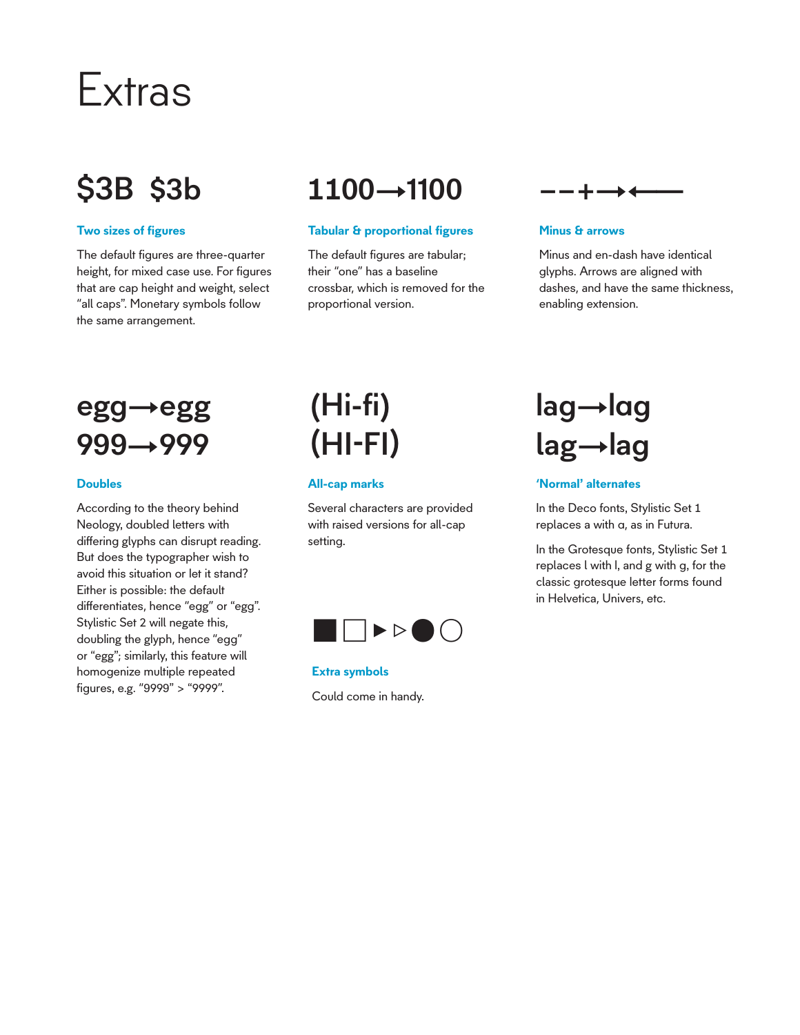# Extras

$3B $3b

### Two sizes of figures

The default figures are three-quarter height, for mixed case use. For figures that are cap height and weight, select "all caps". Monetary symbols follow the same arrangement.

1100→1100

### Tabular & proportional figures

The default figures are tabular; their "one" has a baseline crossbar, which is removed for the proportional version.

––+→←—

### Minus & arrows

Minus and en-dash have identical glyphs. Arrows are aligned with dashes, and have the same thickness, enabling extension.

egg→egg
999→999

### Doubles

According to the theory behind Neology, doubled letters with differing glyphs can disrupt reading. But does the typographer wish to avoid this situation or let it stand? Either is possible: the default differentiates, hence "egg" or "egg". Stylistic Set 2 will negate this, doubling the glyph, hence "egg" or "egg"; similarly, this feature will homogenize multiple repeated figures, e.g. "9999" > "9999".

(Hi-fi)
(HI-FI)

### All-cap marks

Several characters are provided with raised versions for all-cap setting.

■ □ ▶ ▷ ● ○

### Extra symbols

Could come in handy.

lag→lag
lag→lag

### 'Normal' alternates

In the Deco fonts, Stylistic Set 1 replaces a with ɑ, as in Futura.

In the Grotesque fonts, Stylistic Set 1 replaces l with l, and g with g, for the classic grotesque letter forms found in Helvetica, Univers, etc.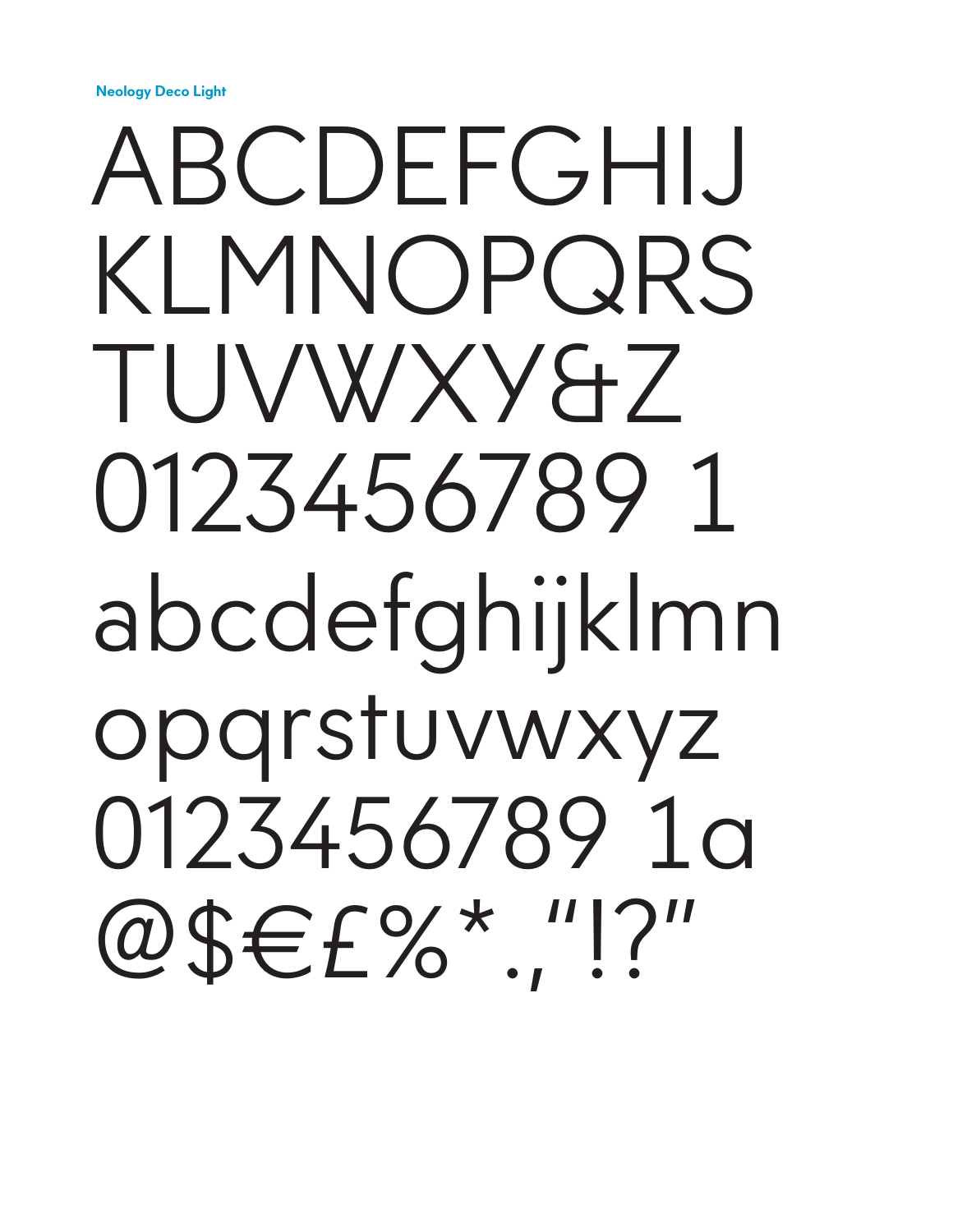**Neology Deco Light**

ABCDEFGHIJ
KLMNOPQRS
TUVWXY&Z
0123456789 1
abcdefghijklmn
opqrstuvwxyz
0123456789 1a
@$€£%*.,"!?"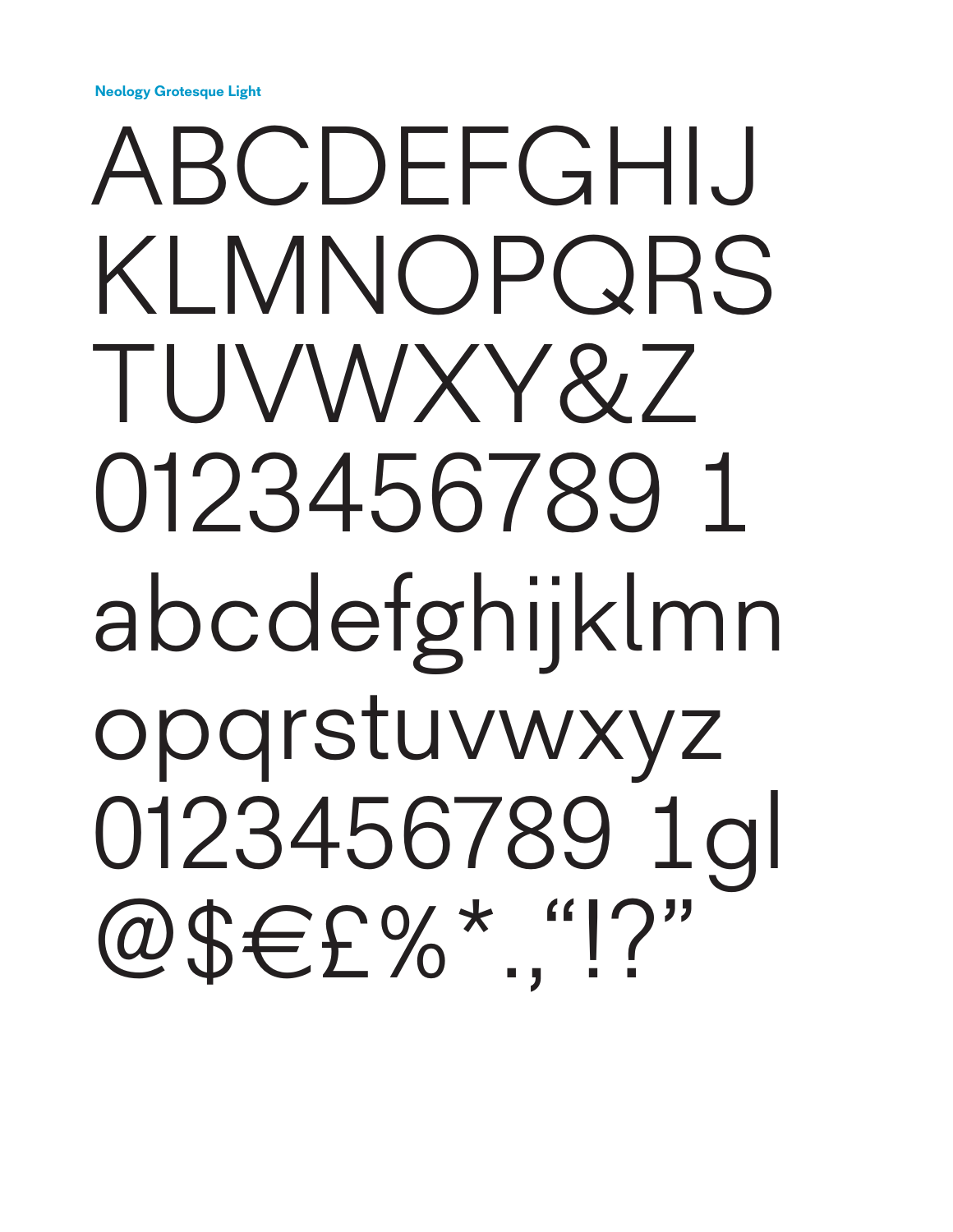**Neology Grotesque Light**

ABCDEFGHIJ
KLMNOPQRS
TUVWXY&Z
0123456789 1
abcdefghijklmn
opqrstuvwxyz
0123456789 1gl
@$€£%*.,“!?”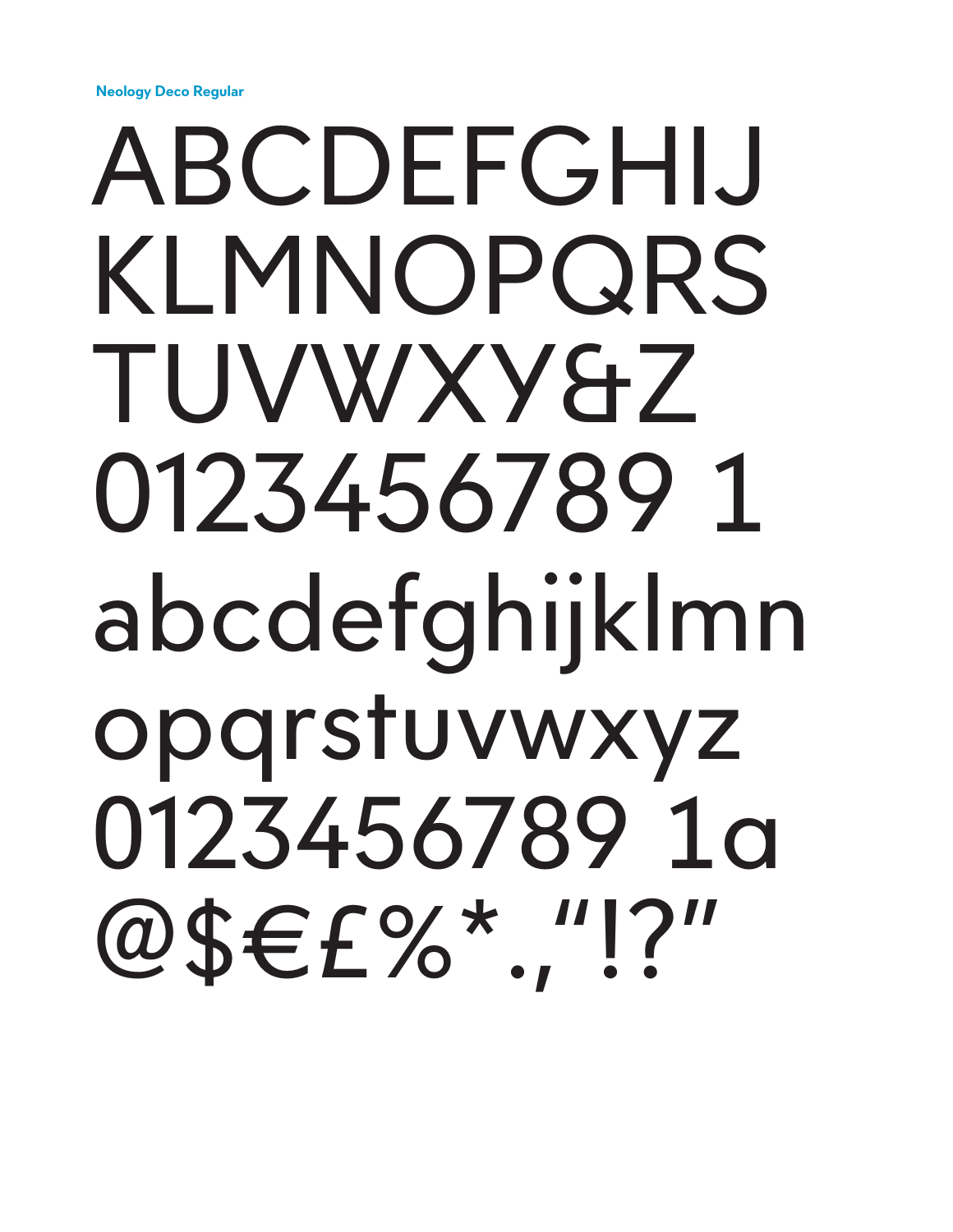Neology Deco Regular

ABCDEFGHIJ
KLMNOPQRS
TUVWXY&Z
0123456789 1
abcdefghijklmn
opqrstuvwxyz
0123456789 1a
@$€£%*.,"!?"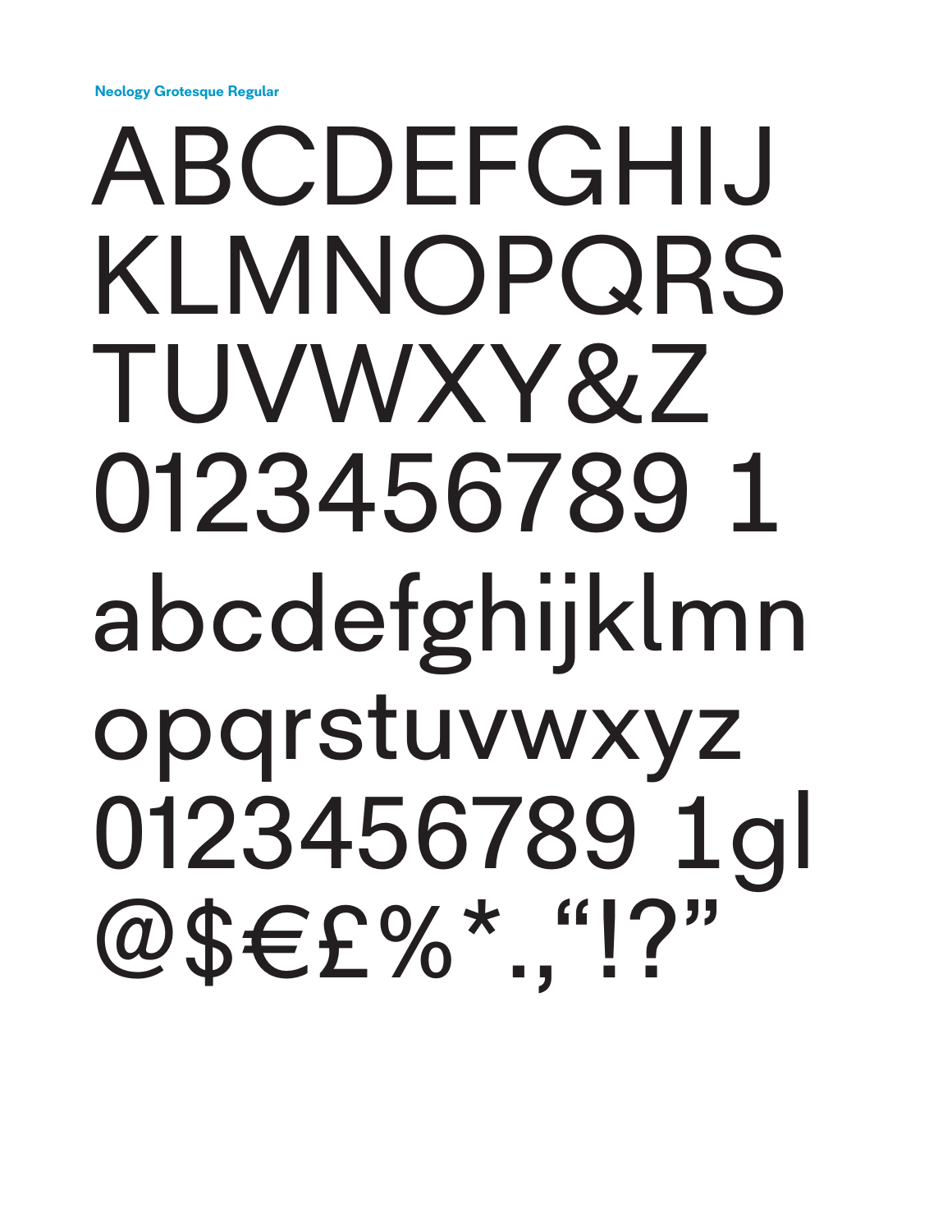**Neology Grotesque Regular**

ABCDEFGHIJ
KLMNOPQRS
TUVWXY&Z
0123456789 1
abcdefghijklmn
opqrstuvwxyz
0123456789 1gl
@$€£%*.,“!?”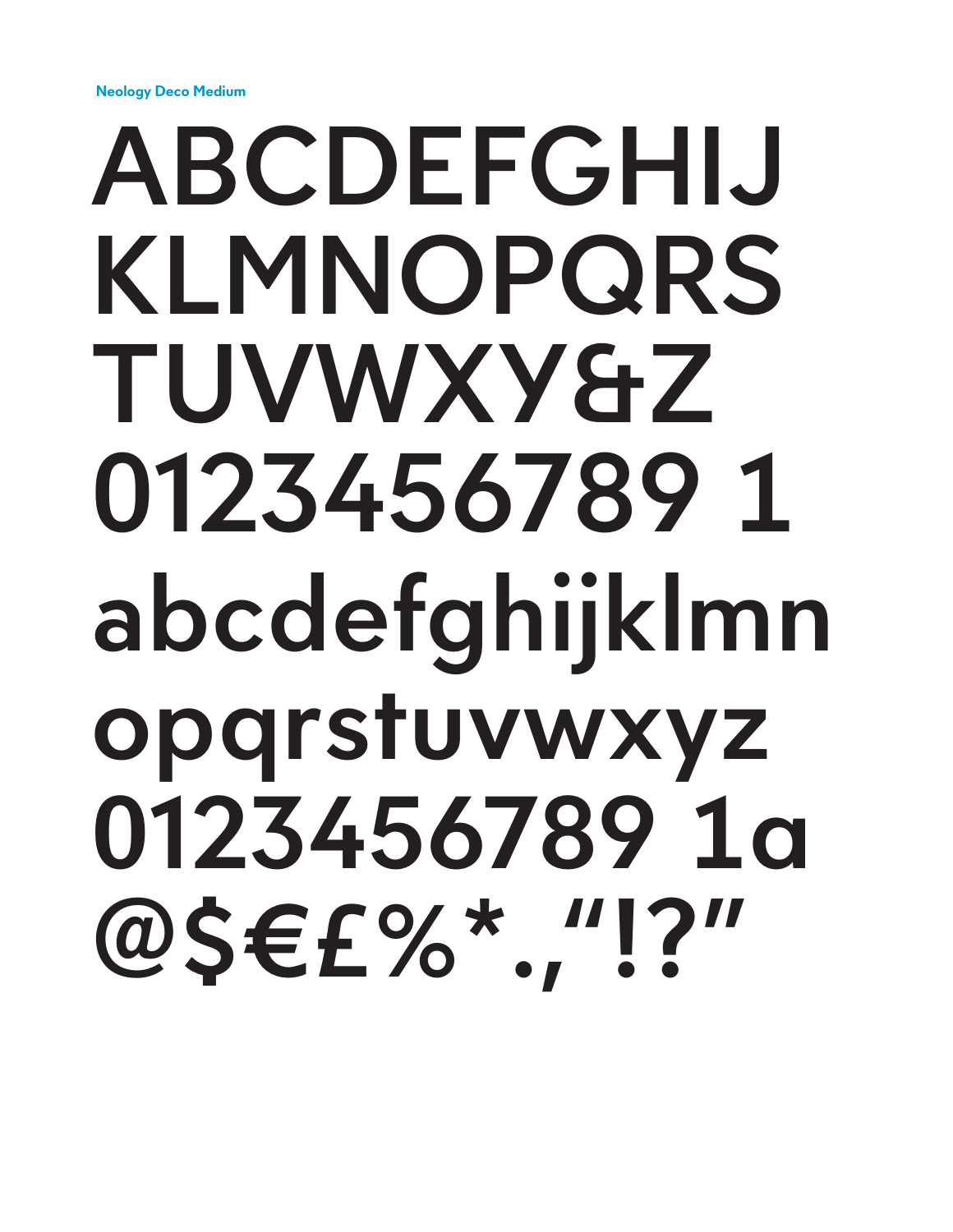Neology Deco Medium

ABCDEFGHIJ
KLMNOPQRS
TUVWXY&Z
0123456789 1
abcdefghijklmn
opqrstuvwxyz
0123456789 1a
@$€£%*.,"!?"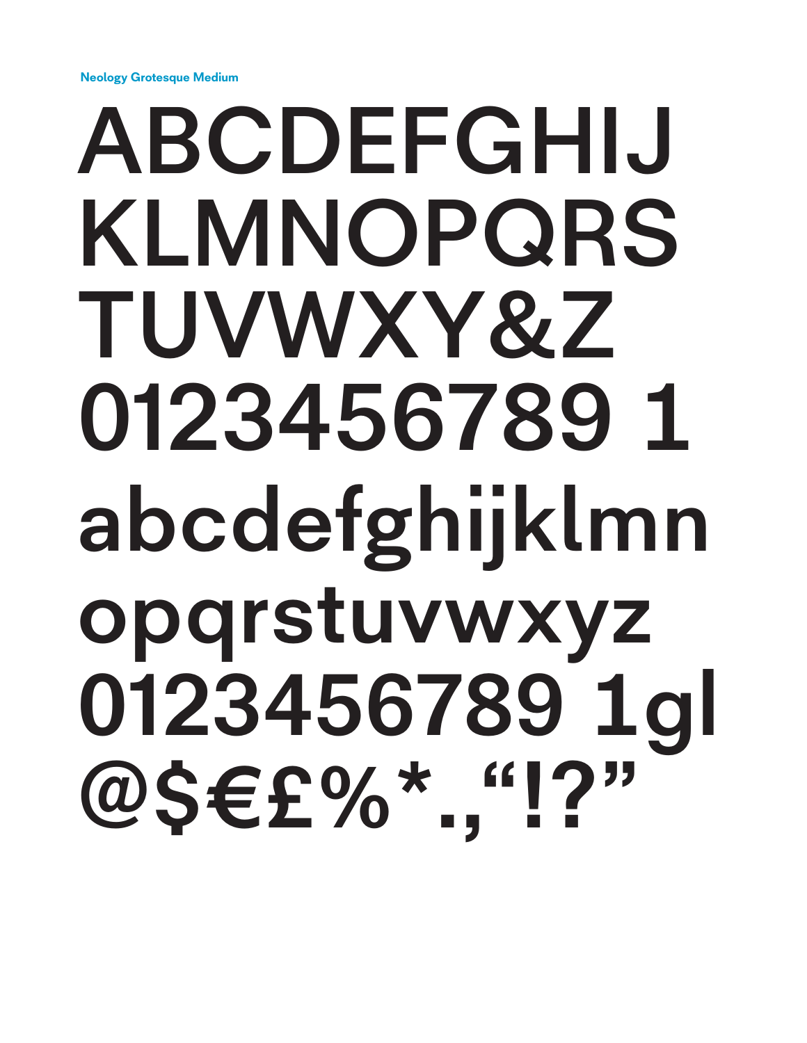Neology Grotesque Medium

ABCDEFGHIJ
KLMNOPQRS
TUVWXY&Z
0123456789 1
abcdefghijklmn
opqrstuvwxyz
0123456789 1gl
@$€£%*.,“!?”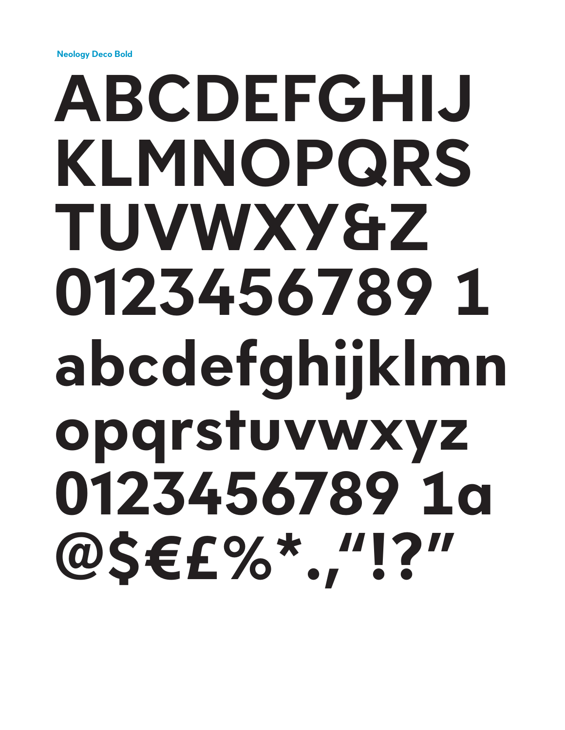Neology Deco Bold

ABCDEFGHIJ
KLMNOPQRS
TUVWXY&Z
0123456789 1
abcdefghijklmn
opqrstuvwxyz
0123456789 1a
@$€£%*.,“!?”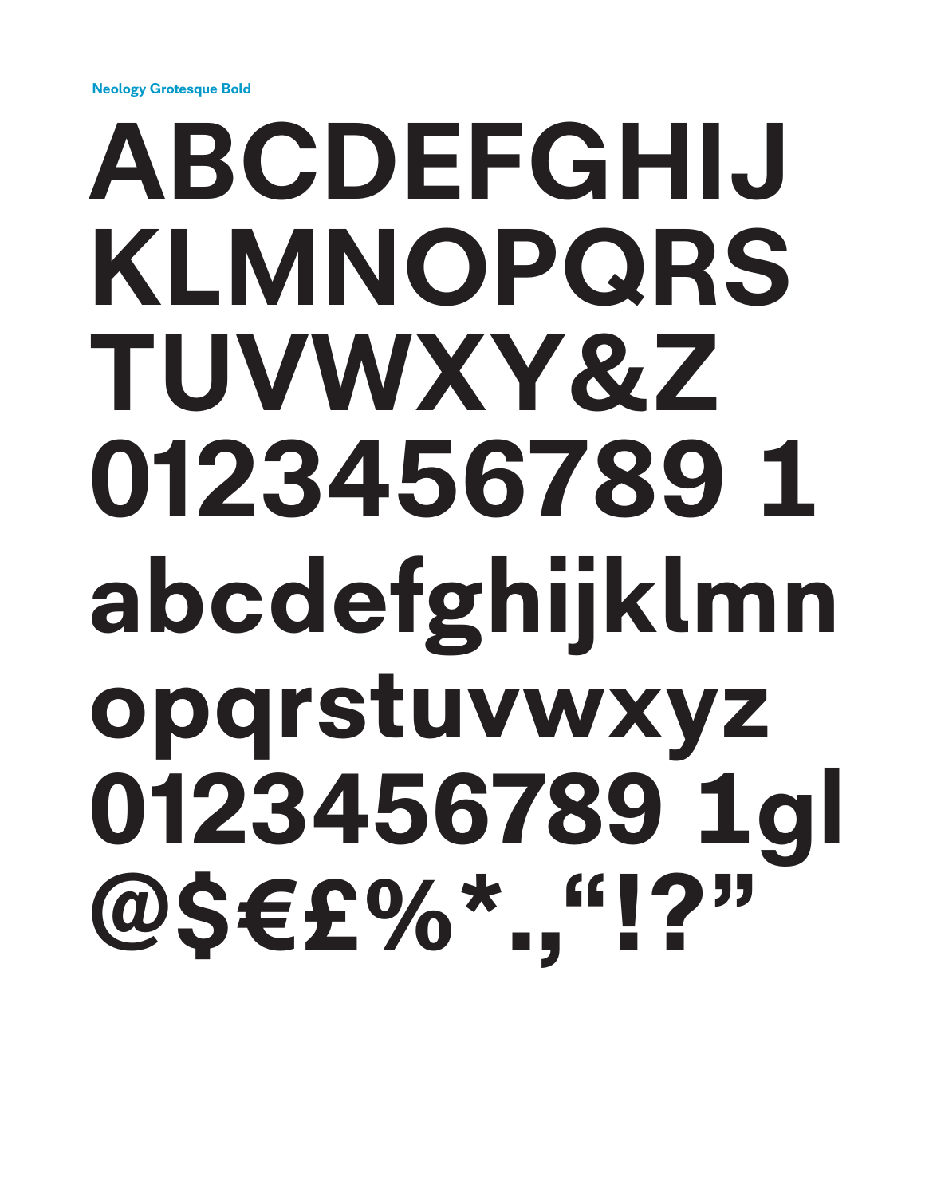Neology Grotesque Bold

ABCDEFGHIJ
KLMNOPQRS
TUVWXY&Z
0123456789 1
abcdefghijklmn
opqrstuvwxyz
0123456789 1gl
@$€£%*.,“!?”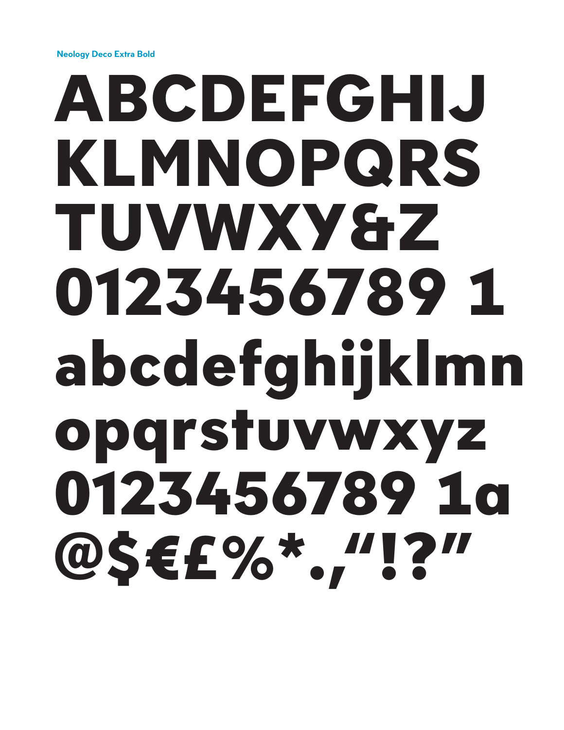Neology Deco Extra Bold

ABCDEFGHIJ
KLMNOPQRS
TUVWXY&Z
0123456789 1
abcdefghijklmn
opqrstuvwxyz
0123456789 1a
@$€£%*.,"!?"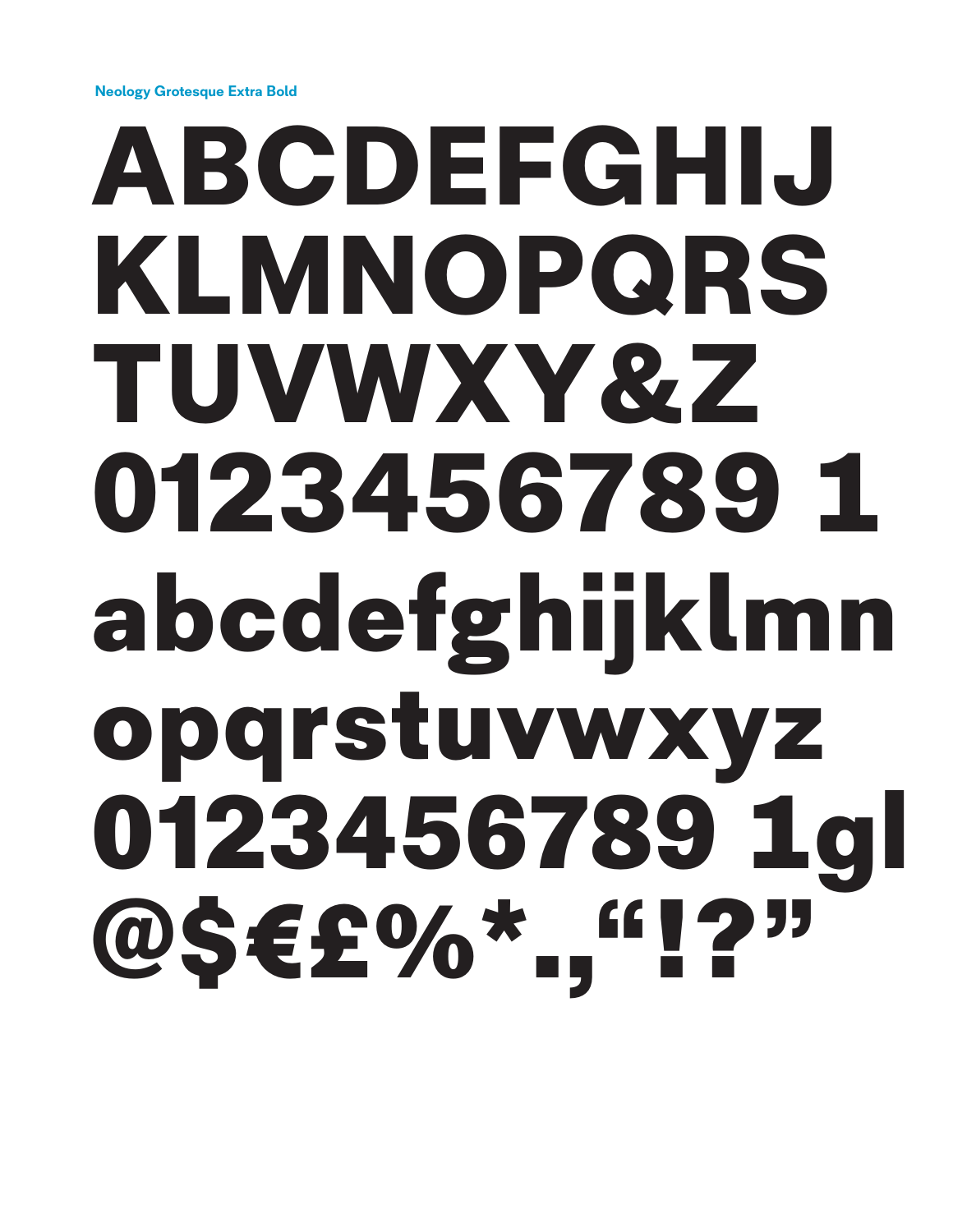Neology Grotesque Extra Bold

ABCDEFGHIJ
KLMNOPQRS
TUVWXY&Z
0123456789 1
abcdefghijklmn
opqrstuvwxyz
0123456789 1gl
@$€£%*.,“!?”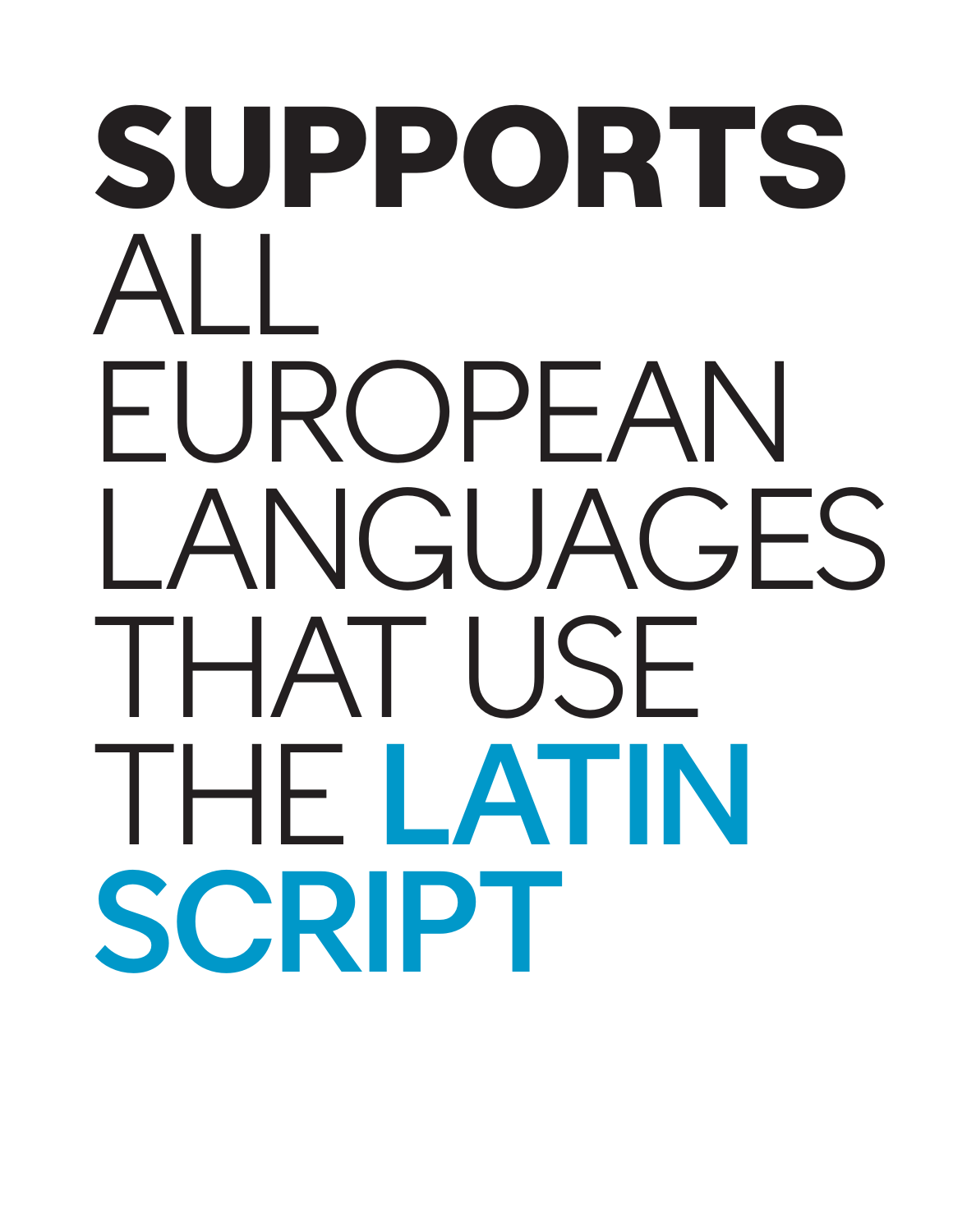# **SUPPORTS** ALL EUROPEAN LANGUAGES THAT USE THE **LATIN SCRIPT**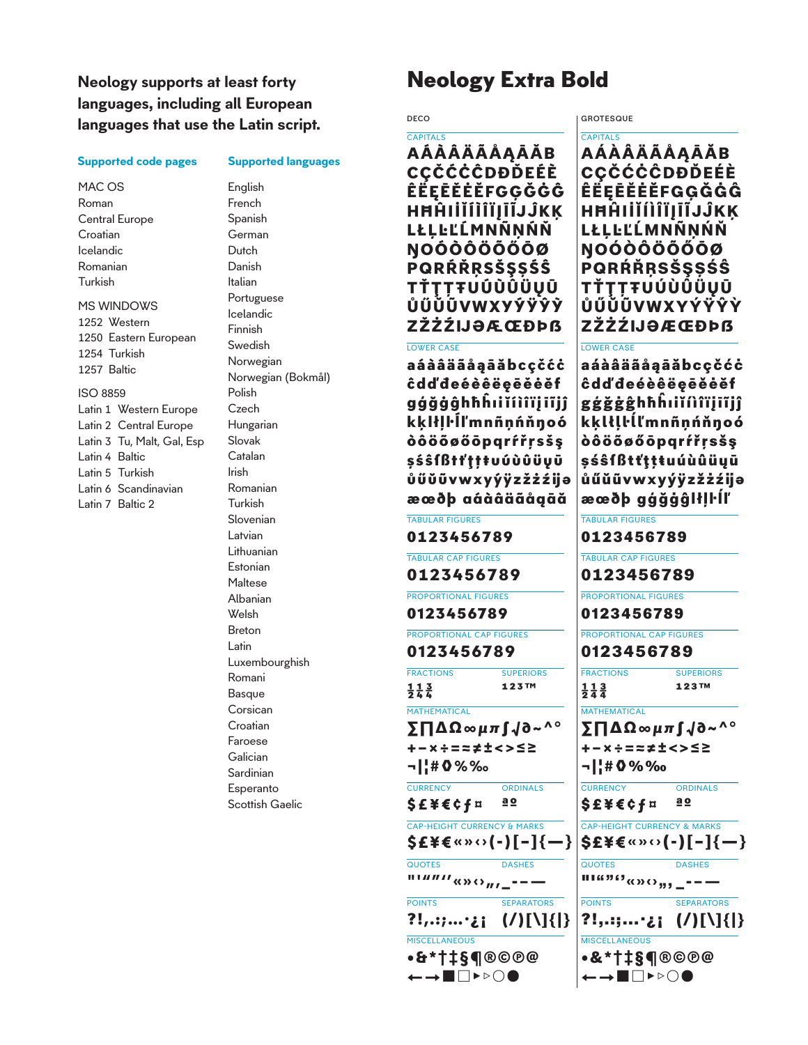Neology supports at least forty languages, including all European languages that use the Latin script.

**Supported code pages**

MAC OS
Roman
Central Europe
Croatian
Icelandic
Romanian
Turkish

MS WINDOWS
1252 Western
1250 Eastern European
1254 Turkish
1257 Baltic

ISO 8859
Latin 1 Western Europe
Latin 2 Central Europe
Latin 3 Tu, Malt, Gal, Esp
Latin 4 Baltic
Latin 5 Turkish
Latin 6 Scandinavian
Latin 7 Baltic 2

**Supported languages**

English
French
Spanish
German
Dutch
Danish
Italian
Portuguese
Icelandic
Finnish
Swedish
Norwegian
Norwegian (Bokmål)
Polish
Czech
Hungarian
Slovak
Catalan
Irish
Romanian
Turkish
Slovenian
Latvian
Lithuanian
Estonian
Maltese
Albanian
Welsh
Breton
Latin
Luxembourghish
Romani
Basque
Corsican
Croatian
Faroese
Galician
Sardinian
Esperanto
Scottish Gaelic

# Neology Extra Bold

## DECO

CAPITALS

AÁÀÂÄÃÅĄĀĂB
CÇČĆĊĈDĐĎEÉÈ
ÊËĘĒĚĖĔFGĢĞĠĜ
HĦĤIIÍÌÎÏĮĪĬJĴKĶ
LŁĻĿĽĹMNÑŅŃŇ
ŊOÓÒÔÖÕŐŌØ
PQRŔŘŖSŠŞȘŚŜ
TŤŢȚŦUÚÙÛÜŲŪ
ŮŰŬŨVWXYÝŸŶỲ
ZŽŻŹĲƏÆŒÐÞẞ

LOWER CASE

aáàâäãåąāăbcçčćċ
ĉdďđeéèêëęēěėĕf
gģğġĝhħĥıiíìîïįīĭĵ
kķlłļŀľĺmnñņńňŋoó
òôöõøőōpqrŕřŗsšş
șśŝßtťţțŧuúùûüųū
ůűŭũvwxyýÿzžżźĳə
æœðþ ɑáàâäãåąāă

TABULAR FIGURES

0123456789

TABULAR CAP FIGURES

0123456789

PROPORTIONAL FIGURES

0123456789

PROPORTIONAL CAP FIGURES

0123456789

FRACTIONS

½ ¼ ¾

SUPERIORS

¹²³™

MATHEMATICAL

∑∏∆Ω∞µπ∫√∂~^°
+−×÷=≈≠±<>≤≥
¬|¦#◊%‰

CURRENCY

$£¥€¢ƒ¤

ORDINALS

ª º

CAP-HEIGHT CURRENCY & MARKS

$£¥€«»‹›(-)[-]{—}

QUOTES

"'“”‘’«»‹›„‚

DASHES

_-–—

POINTS

?!,.:;…·¿¡

SEPARATORS

(/)[\]{|}

MISCELLANEOUS

•&*†‡§¶®©℗@
←→■□▸▹○●

## GROTESQUE

CAPITALS

AÁÀÂÄÃÅĄĀĂB
CÇČĆĊĈDĐĎEÉÈ
ÊËĘĒĚĖĔFGĢĞĠĜ
HĦĤIIÍÌÎÏĮĪĬJĴKĶ
LŁĻĿĽĹMNÑŅŃŇ
ŊOÓÒÔÖÕŐŌØ
PQRŔŘŖSŠŞȘŚŜ
TŤŢȚŦUÚÙÛÜŲŪ
ŮŰŬŨVWXYÝŸŶỲ
ZŽŻŹĲƏÆŒÐÞẞ

LOWER CASE

aáàâäãåąāăbcçčćċ
ĉdďđeéèêëęēěėĕf
gģğġĝhħĥıiíìîïįīĭĵ
kķlłļŀľĺmnñņńňŋoó
òôöõøőōpqrŕřŗsšş
șśŝßtťţțŧuúùûüųū
ůűŭũvwxyýÿzžżźĳə
æœðþ gģğġĝlłļŀĺľ

TABULAR FIGURES

0123456789

TABULAR CAP FIGURES

0123456789

PROPORTIONAL FIGURES

0123456789

PROPORTIONAL CAP FIGURES

0123456789

FRACTIONS

½ ¼ ¾

SUPERIORS

¹²³™

MATHEMATICAL

∑∏∆Ω∞µπ∫√∂~^°
+−×÷=≈≠±<>≤≥
¬|¦#◊%‰

CURRENCY

$£¥€¢ƒ¤

ORDINALS

ª º

CAP-HEIGHT CURRENCY & MARKS

$£¥€«»‹›(-)[-]{—}

QUOTES

"'“”‘’«»‹›„‚

DASHES

_-–—

POINTS

?!,.:;…·¿¡

SEPARATORS

(/)[\]{|}

MISCELLANEOUS

•&*†‡§¶®©℗@
←→■□▸▹○●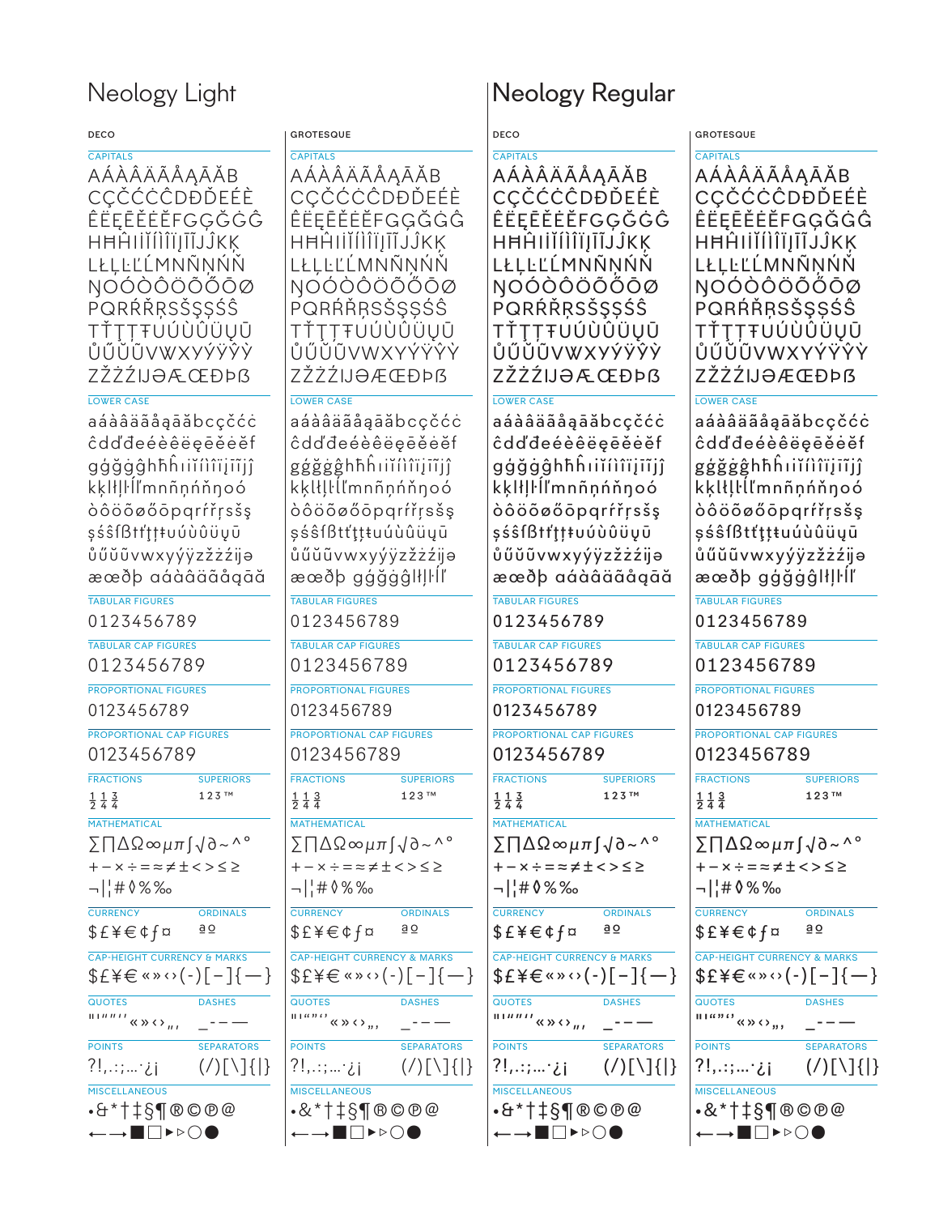# Neology Light

## DECO

CAPITALS

AÁÀÂÄÃÅĄĀĂB
CÇČĆĊĈDĐĎEÉÈ
ÊËĘĒĚĖĔFGĢĞĠĜ
HĦĤIIÌÍÎÏĮĪĨJĴKĶ
LŁĻĿĽĹMNÑŅŃŇ
ŊOÓÒÔÖÕŐŌØ
PQRŔŘŖSŠŞȘŚŜ
TŤŢȚŦUÚÙÛÜŲŪ
ŮŰŬŨVWXYÝŸŶỲ
ZŽŻŹĲƏÆŒÐÞẞ

LOWER CASE

aáàâäãåąāăbcçčćċ
ĉdďđeéèêëęēěėĕf
gģğġĝhħĥıiíìîïįīĩĵ
kķlłļŀľĺmnñņńňŋoó
òôöõøőōpqrŕřŗsšş
șśŝßtťţțŧuúùûüųū
ůűŭũvwxyýÿzžżźĳə
æœðþ ɑáàâäãåąāă

TABULAR FIGURES

0123456789

TABULAR CAP FIGURES

0123456789

PROPORTIONAL FIGURES

0123456789

PROPORTIONAL CAP FIGURES

0123456789

FRACTIONS

½ ¼ ¾

SUPERIORS

¹ ² ³ ™

MATHEMATICAL

∑∏ΔΩ∞µπ∫√∂~^°
+−×÷=≈≠±<>≤≥
¬|¦#◊%‰

CURRENCY

$£¥€¢ƒ¤

ORDINALS

ª º

CAP-HEIGHT CURRENCY & MARKS

$£¥€«»‹›(-)[–]{—}

QUOTES

"'“”‘’«»‹›„‚

DASHES

_-–—

POINTS

?!,.:;…·¿¡

SEPARATORS

(/)[\]{|}

MISCELLANEOUS

•&*†‡§¶®©℗@
←→■□▸▹○●

## GROTESQUE

CAPITALS

AÁÀÂÄÃÅĄĀĂB
CÇČĆĊĈDĐĎEÉÈ
ÊËĘĒĚĖĔFGĢĞĠĜ
HĦĤIIÌÍÎÏĮĪĨJĴKĶ
LŁĻĿĽĹMNÑŅŃŇ
ŊOÓÒÔÖÕŐŌØ
PQRŔŘŖSŠŞȘŚŜ
TŤŢȚŦUÚÙÛÜŲŪ
ŮŰŬŨVWXYÝŸŶỲ
ZŽŻŹĲƏÆŒÐÞẞ

LOWER CASE

aáàâäãåąāăbcçčćċ
ĉdďđeéèêëęēěėĕf
gģğġĝhħĥıiíìîïįīĩĵ
kķlłļŀľĺmnñņńňŋoó
òôöõøőōpqrŕřŗsšş
șśŝßtťţțŧuúùûüųū
ůűŭũvwxyýÿzžżźĳə
æœðþ gģğġĝlłļŀľ

TABULAR FIGURES

0123456789

TABULAR CAP FIGURES

0123456789

PROPORTIONAL FIGURES

0123456789

PROPORTIONAL CAP FIGURES

0123456789

FRACTIONS

½ ¼ ¾

SUPERIORS

¹ ² ³ ™

MATHEMATICAL

∑∏ΔΩ∞µπ∫√∂~^°
+−×÷=≈≠±<>≤≥
¬|¦#◊%‰

CURRENCY

$£¥€¢ƒ¤

ORDINALS

ª º

CAP-HEIGHT CURRENCY & MARKS

$£¥€«»‹›(-)[–]{—}

QUOTES

"'“”‘’«»‹›„‚

DASHES

_-–—

POINTS

?!,.:;…·¿¡

SEPARATORS

(/)[\]{|}

MISCELLANEOUS

•&*†‡§¶®©℗@
←→■□▸▹○●

# Neology Regular

## DECO

CAPITALS

AÁÀÂÄÃÅĄĀĂB
CÇČĆĊĈDĐĎEÉÈ
ÊËĘĒĚĖĔFGĢĞĠĜ
HĦĤIIÌÍÎÏĮĪĨJĴKĶ
LŁĻĿĽĹMNÑŅŃŇ
ŊOÓÒÔÖÕŐŌØ
PQRŔŘŖSŠŞȘŚŜ
TŤŢȚŦUÚÙÛÜŲŪ
ŮŰŬŨVWXYÝŸŶỲ
ZŽŻŹĲƏÆŒÐÞẞ

LOWER CASE

aáàâäãåąāăbcçčćċ
ĉdďđeéèêëęēěėĕf
gģğġĝhħĥıiíìîïįīĩĵ
kķlłļŀľĺmnñņńňŋoó
òôöõøőōpqrŕřŗsšş
șśŝßtťţțŧuúùûüųū
ůűŭũvwxyýÿzžżźĳə
æœðþ ɑáàâäãåąāă

TABULAR FIGURES

0123456789

TABULAR CAP FIGURES

0123456789

PROPORTIONAL FIGURES

0123456789

PROPORTIONAL CAP FIGURES

0123456789

FRACTIONS

½ ¼ ¾

SUPERIORS

¹ ² ³ ™

MATHEMATICAL

∑∏ΔΩ∞µπ∫√∂~^°
+−×÷=≈≠±<>≤≥
¬|¦#◊%‰

CURRENCY

$£¥€¢ƒ¤

ORDINALS

ª º

CAP-HEIGHT CURRENCY & MARKS

$£¥€«»‹›(-)[–]{—}

QUOTES

"'“”‘’«»‹›„‚

DASHES

_-–—

POINTS

?!,.:;…·¿¡

SEPARATORS

(/)[\]{|}

MISCELLANEOUS

•&*†‡§¶®©℗@
←→■□▸▹○●

## GROTESQUE

CAPITALS

AÁÀÂÄÃÅĄĀĂB
CÇČĆĊĈDĐĎEÉÈ
ÊËĘĒĚĖĔFGĢĞĠĜ
HĦĤIIÌÍÎÏĮĪĨJĴKĶ
LŁĻĿĽĹMNÑŅŃŇ
ŊOÓÒÔÖÕŐŌØ
PQRŔŘŖSŠŞȘŚŜ
TŤŢȚŦUÚÙÛÜŲŪ
ŮŰŬŨVWXYÝŸŶỲ
ZŽŻŹĲƏÆŒÐÞẞ

LOWER CASE

aáàâäãåąāăbcçčćċ
ĉdďđeéèêëęēěėĕf
gģğġĝhħĥıiíìîïįīĩĵ
kķlłļŀľĺmnñņńňŋoó
òôöõøőōpqrŕřŗsšş
șśŝßtťţțŧuúùûüųū
ůűŭũvwxyýÿzžżźĳə
æœðþ gģğġĝlłļŀľ

TABULAR FIGURES

0123456789

TABULAR CAP FIGURES

0123456789

PROPORTIONAL FIGURES

0123456789

PROPORTIONAL CAP FIGURES

0123456789

FRACTIONS

½ ¼ ¾

SUPERIORS

¹ ² ³ ™

MATHEMATICAL

∑∏ΔΩ∞µπ∫√∂~^°
+−×÷=≈≠±<>≤≥
¬|¦#◊%‰

CURRENCY

$£¥€¢ƒ¤

ORDINALS

ª º

CAP-HEIGHT CURRENCY & MARKS

$£¥€«»‹›(-)[–]{—}

QUOTES

"'“”‘’«»‹›„‚

DASHES

_-–—

POINTS

?!,.:;…·¿¡

SEPARATORS

(/)[\]{|}

MISCELLANEOUS

•&*†‡§¶®©℗@
←→■□▸▹○●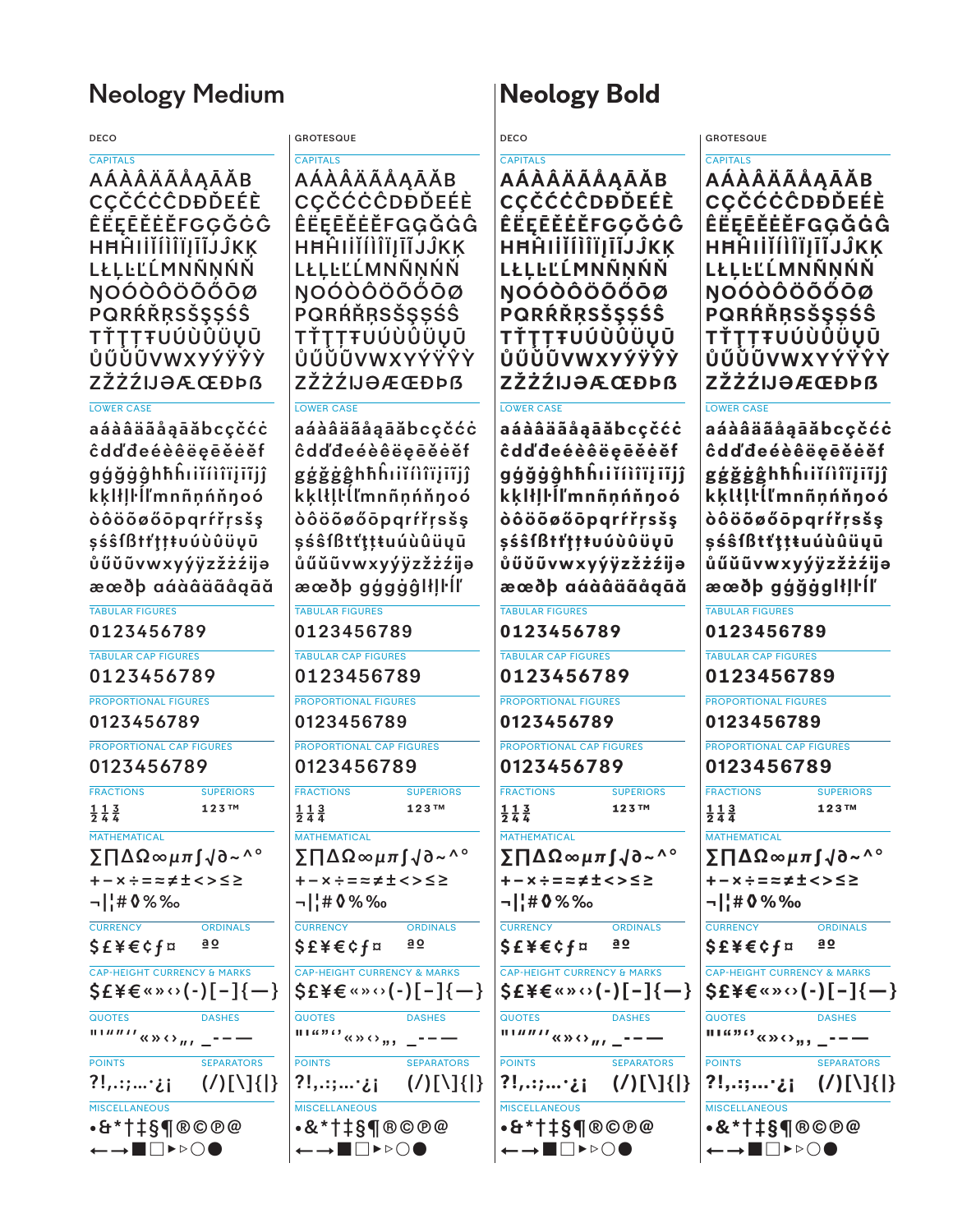# Neology Medium

## DECO

CAPITALS

AÁÀÂÄÃÅĄĀĂB
CÇČĆĈĊDĎĐEÉÈ
ÊËĘĚĖĒĔFGĢĞĠĜ
HĦĤIÍÌÎÏĮĪĬJĴKĶ
LŁĻĿĽĹMNÑŅŃŇ
ŊOÓÒÔÖÕŐŌØ
PQRŔŘŖSŠŞȘŚŜ
TŤŢȚŦUÚÙÛÜŲŪ
ŮŰŬŨVWXYÝŸŶỲ
ZŽŻŹĲƏÆŒÐÞẞ

LOWER CASE

aáàâäãåąāăbcçčćĉ
ċdďđeéèêëęēėěĕf
gģğġĝhħĥıiíìîïįīĭĵ
kķlłļŀľĺmnñņńňŋoó
òôöõøőōpqrŕřŗsšş
șśŝßtťţțŧuúùûüųū
ůűŭũvwxyýÿŷzžżźĳə
æœðþ ɑáàâäãåąāă

TABULAR FIGURES

0123456789

TABULAR CAP FIGURES

0123456789

PROPORTIONAL FIGURES

0123456789

PROPORTIONAL CAP FIGURES

0123456789

FRACTIONS

½ ⅓ ¾

SUPERIORS

¹²³™

MATHEMATICAL

∑∏∆Ω∞µπ∫√∂~^°
+−×÷=≈≠±<>≤≥
¬|¦#◊%‰

CURRENCY

$£¥€¢ƒ¤

ORDINALS

ªº

CAP-HEIGHT CURRENCY & MARKS

$£¥€«»‹›(-)[−]{—}

QUOTES

"'“”‘’«»‹›„‚

DASHES

_-–—

POINTS

?!,.:;…·¿¡

SEPARATORS

(/)[\]{|}

MISCELLANEOUS

•&*†‡§¶®©℗@
←→■□▸▹○●

## GROTESQUE

CAPITALS

AÁÀÂÄÃÅĄĀĂB
CÇČĆĈĊDĎĐEÉÈ
ÊËĘĚĖĒĔFGĢĞĠĜ
HĦĤIÍÌÎÏĮĪĬJĴKĶ
LŁĻĿĽĹMNÑŅŃŇ
ŊOÓÒÔÖÕŐŌØ
PQRŔŘŖSŠŞȘŚŜ
TŤŢȚŦUÚÙÛÜŲŪ
ŮŰŬŨVWXYÝŸŶỲ
ZŽŻŹĲƏÆŒÐÞẞ

LOWER CASE

aáàâäãåąāăbcçčćĉ
ċdďđeéèêëęēėěĕf
gģğġĝhħĥıiíìîïįīĭĵ
kķlłļŀľĺmnñņńňŋoó
òôöõøőōpqrŕřŗsšş
șśŝßtťţțŧuúùûüųū
ůűŭũvwxyýÿŷzžżźĳə
æœðþ gģğġĝlłļŀľĺ

TABULAR FIGURES

0123456789

TABULAR CAP FIGURES

0123456789

PROPORTIONAL FIGURES

0123456789

PROPORTIONAL CAP FIGURES

0123456789

FRACTIONS

½ ⅓ ¾

SUPERIORS

¹²³™

MATHEMATICAL

∑∏∆Ω∞µπ∫√∂~^°
+−×÷=≈≠±<>≤≥
¬|¦#◊%‰

CURRENCY

$£¥€¢ƒ¤

ORDINALS

ªº

CAP-HEIGHT CURRENCY & MARKS

$£¥€«»‹›(-)[−]{—}

QUOTES

"'“”‘’«»‹›„‚

DASHES

_-–—

POINTS

?!,.:;…·¿¡

SEPARATORS

(/)[\]{|}

MISCELLANEOUS

•&*†‡§¶®©℗@
←→■□▸▹○●

# Neology Bold

## DECO

CAPITALS

AÁÀÂÄÃÅĄĀĂB
CÇČĆĈĊDĎĐEÉÈ
ÊËĘĚĖĒĔFGĢĞĠĜ
HĦĤIÍÌÎÏĮĪĬJĴKĶ
LŁĻĿĽĹMNÑŅŃŇ
ŊOÓÒÔÖÕŐŌØ
PQRŔŘŖSŠŞȘŚŜ
TŤŢȚŦUÚÙÛÜŲŪ
ŮŰŬŨVWXYÝŸŶỲ
ZŽŻŹĲƏÆŒÐÞẞ

LOWER CASE

aáàâäãåąāăbcçčćĉ
ċdďđeéèêëęēėěĕf
gģğġĝhħĥıiíìîïįīĭĵ
kķlłļŀľĺmnñņńňŋoó
òôöõøőōpqrŕřŗsšş
șśŝßtťţțŧuúùûüųū
ůűŭũvwxyýÿŷzžżźĳə
æœðþ ɑáàâäãåąāă

TABULAR FIGURES

0123456789

TABULAR CAP FIGURES

0123456789

PROPORTIONAL FIGURES

0123456789

PROPORTIONAL CAP FIGURES

0123456789

FRACTIONS

½ ⅓ ¾

SUPERIORS

¹²³™

MATHEMATICAL

∑∏∆Ω∞µπ∫√∂~^°
+−×÷=≈≠±<>≤≥
¬|¦#◊%‰

CURRENCY

$£¥€¢ƒ¤

ORDINALS

ªº

CAP-HEIGHT CURRENCY & MARKS

$£¥€«»‹›(-)[−]{—}

QUOTES

"'“”‘’«»‹›„‚

DASHES

_-–—

POINTS

?!,.:;…·¿¡

SEPARATORS

(/)[\]{|}

MISCELLANEOUS

•&*†‡§¶®©℗@
←→■□▸▹○●

## GROTESQUE

CAPITALS

AÁÀÂÄÃÅĄĀĂB
CÇČĆĈĊDĎĐEÉÈ
ÊËĘĚĖĒĔFGĢĞĠĜ
HĦĤIÍÌÎÏĮĪĬJĴKĶ
LŁĻĿĽĹMNÑŅŃŇ
ŊOÓÒÔÖÕŐŌØ
PQRŔŘŖSŠŞȘŚŜ
TŤŢȚŦUÚÙÛÜŲŪ
ŮŰŬŨVWXYÝŸŶỲ
ZŽŻŹĲƏÆŒÐÞẞ

LOWER CASE

aáàâäãåąāăbcçčćĉ
ċdďđeéèêëęēėěĕf
gģğġĝhħĥıiíìîïįīĭĵ
kķlłļŀľĺmnñņńňŋoó
òôöõøőōpqrŕřŗsšş
șśŝßtťţțŧuúùûüųū
ůűŭũvwxyýÿŷzžżźĳə
æœðþ gģğġlłļŀľĺ

TABULAR FIGURES

0123456789

TABULAR CAP FIGURES

0123456789

PROPORTIONAL FIGURES

0123456789

PROPORTIONAL CAP FIGURES

0123456789

FRACTIONS

½ ⅓ ¾

SUPERIORS

¹²³™

MATHEMATICAL

∑∏∆Ω∞µπ∫√∂~^°
+−×÷=≈≠±<>≤≥
¬|¦#◊%‰

CURRENCY

$£¥€¢ƒ¤

ORDINALS

ªº

CAP-HEIGHT CURRENCY & MARKS

$£¥€«»‹›(-)[−]{—}

QUOTES

"'“”‘’«»‹›„‚

DASHES

_-–—

POINTS

?!,.:;…·¿¡

SEPARATORS

(/)[\]{|}

MISCELLANEOUS

•&*†‡§¶®©℗@
←→■□▸▹○●